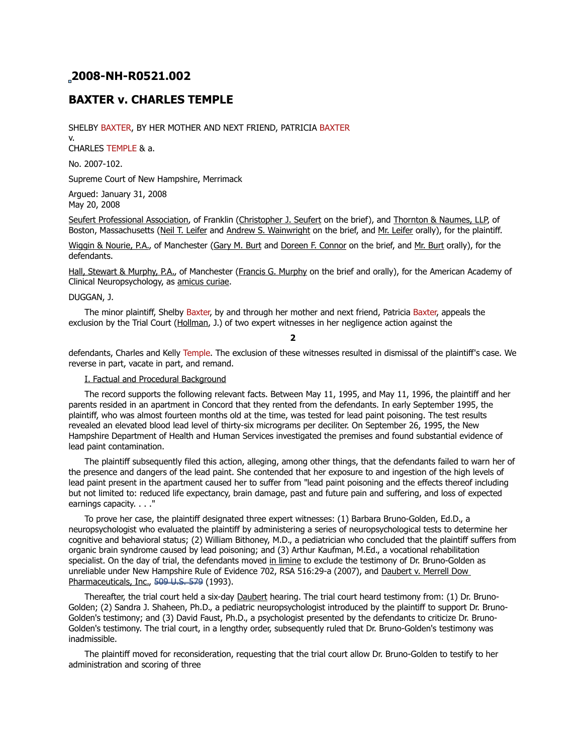## 2008-NH-R0521.002

## BAXTER v. CHARLES TEMPLE

SHELBY BAXTER, BY HER MOTHER AND NEXT FRIEND, PATRICIA BAXTER
v.
CHARLES TEMPLE & a.

No. 2007-102.

Supreme Court of New Hampshire, Merrimack

Argued: January 31, 2008
May 20, 2008

Seufert Professional Association, of Franklin (Christopher J. Seufert on the brief), and Thornton & Naumes, LLP, of Boston, Massachusetts (Neil T. Leifer and Andrew S. Wainwright on the brief, and Mr. Leifer orally), for the plaintiff.

Wiggin & Nourie, P.A., of Manchester (Gary M. Burt and Doreen F. Connor on the brief, and Mr. Burt orally), for the defendants.

Hall, Stewart & Murphy, P.A., of Manchester (Francis G. Murphy on the brief and orally), for the American Academy of Clinical Neuropsychology, as amicus curiae.

DUGGAN, J.

The minor plaintiff, Shelby Baxter, by and through her mother and next friend, Patricia Baxter, appeals the exclusion by the Trial Court (Hollman, J.) of two expert witnesses in her negligence action against the defendants, Charles and Kelly Temple. The exclusion of these witnesses resulted in dismissal of the plaintiff's case. We reverse in part, vacate in part, and remand.

I. Factual and Procedural Background

The record supports the following relevant facts. Between May 11, 1995, and May 11, 1996, the plaintiff and her parents resided in an apartment in Concord that they rented from the defendants. In early September 1995, the plaintiff, who was almost fourteen months old at the time, was tested for lead paint poisoning. The test results revealed an elevated blood lead level of thirty-six micrograms per deciliter. On September 26, 1995, the New Hampshire Department of Health and Human Services investigated the premises and found substantial evidence of lead paint contamination.

The plaintiff subsequently filed this action, alleging, among other things, that the defendants failed to warn her of the presence and dangers of the lead paint. She contended that her exposure to and ingestion of the high levels of lead paint present in the apartment caused her to suffer from "lead paint poisoning and the effects thereof including but not limited to: reduced life expectancy, brain damage, past and future pain and suffering, and loss of expected earnings capacity. . . ."

To prove her case, the plaintiff designated three expert witnesses: (1) Barbara Bruno-Golden, Ed.D., a neuropsychologist who evaluated the plaintiff by administering a series of neuropsychological tests to determine her cognitive and behavioral status; (2) William Bithoney, M.D., a pediatrician who concluded that the plaintiff suffers from organic brain syndrome caused by lead poisoning; and (3) Arthur Kaufman, M.Ed., a vocational rehabilitation specialist. On the day of trial, the defendants moved in limine to exclude the testimony of Dr. Bruno-Golden as unreliable under New Hampshire Rule of Evidence 702, RSA 516:29-a (2007), and Daubert v. Merrell Dow Pharmaceuticals, Inc., 509 U.S. 579 (1993).

Thereafter, the trial court held a six-day Daubert hearing. The trial court heard testimony from: (1) Dr. Bruno-Golden; (2) Sandra J. Shaheen, Ph.D., a pediatric neuropsychologist introduced by the plaintiff to support Dr. Bruno-Golden's testimony; and (3) David Faust, Ph.D., a psychologist presented by the defendants to criticize Dr. Bruno-Golden's testimony. The trial court, in a lengthy order, subsequently ruled that Dr. Bruno-Golden's testimony was inadmissible.

The plaintiff moved for reconsideration, requesting that the trial court allow Dr. Bruno-Golden to testify to her administration and scoring of three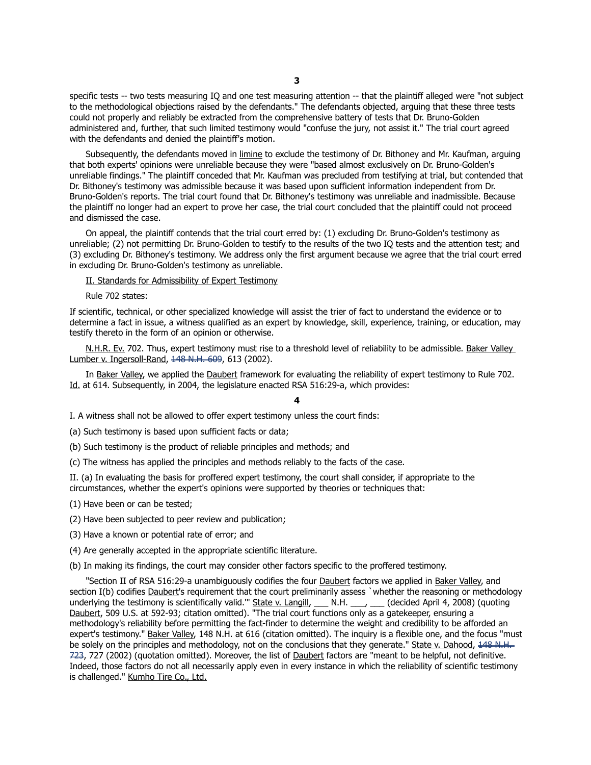specific tests -- two tests measuring IQ and one test measuring attention -- that the plaintiff alleged were "not subject to the methodological objections raised by the defendants." The defendants objected, arguing that these three tests could not properly and reliably be extracted from the comprehensive battery of tests that Dr. Bruno-Golden administered and, further, that such limited testimony would "confuse the jury, not assist it." The trial court agreed with the defendants and denied the plaintiff's motion.

Subsequently, the defendants moved in limine to exclude the testimony of Dr. Bithoney and Mr. Kaufman, arguing that both experts' opinions were unreliable because they were "based almost exclusively on Dr. Bruno-Golden's unreliable findings." The plaintiff conceded that Mr. Kaufman was precluded from testifying at trial, but contended that Dr. Bithoney's testimony was admissible because it was based upon sufficient information independent from Dr. Bruno-Golden's reports. The trial court found that Dr. Bithoney's testimony was unreliable and inadmissible. Because the plaintiff no longer had an expert to prove her case, the trial court concluded that the plaintiff could not proceed and dismissed the case.

On appeal, the plaintiff contends that the trial court erred by: (1) excluding Dr. Bruno-Golden's testimony as unreliable; (2) not permitting Dr. Bruno-Golden to testify to the results of the two IQ tests and the attention test; and (3) excluding Dr. Bithoney's testimony. We address only the first argument because we agree that the trial court erred in excluding Dr. Bruno-Golden's testimony as unreliable.

II. Standards for Admissibility of Expert Testimony

Rule 702 states:

If scientific, technical, or other specialized knowledge will assist the trier of fact to understand the evidence or to determine a fact in issue, a witness qualified as an expert by knowledge, skill, experience, training, or education, may testify thereto in the form of an opinion or otherwise.

N.H.R. Ev. 702. Thus, expert testimony must rise to a threshold level of reliability to be admissible. Baker Valley Lumber v. Ingersoll-Rand, ~~148 N.H. 609~~, 613 (2002).

In Baker Valley, we applied the Daubert framework for evaluating the reliability of expert testimony to Rule 702. Id. at 614. Subsequently, in 2004, the legislature enacted RSA 516:29-a, which provides:

I. A witness shall not be allowed to offer expert testimony unless the court finds:

(a) Such testimony is based upon sufficient facts or data;

(b) Such testimony is the product of reliable principles and methods; and

(c) The witness has applied the principles and methods reliably to the facts of the case.

II. (a) In evaluating the basis for proffered expert testimony, the court shall consider, if appropriate to the circumstances, whether the expert's opinions were supported by theories or techniques that:

(1) Have been or can be tested;

(2) Have been subjected to peer review and publication;

(3) Have a known or potential rate of error; and

(4) Are generally accepted in the appropriate scientific literature.

(b) In making its findings, the court may consider other factors specific to the proffered testimony.

"Section II of RSA 516:29-a unambiguously codifies the four Daubert factors we applied in Baker Valley, and section I(b) codifies Daubert's requirement that the court preliminarily assess `whether the reasoning or methodology underlying the testimony is scientifically valid.'" State v. Langill, ___ N.H. ___, ___ (decided April 4, 2008) (quoting Daubert, 509 U.S. at 592-93; citation omitted). "The trial court functions only as a gatekeeper, ensuring a methodology's reliability before permitting the fact-finder to determine the weight and credibility to be afforded an expert's testimony." Baker Valley, 148 N.H. at 616 (citation omitted). The inquiry is a flexible one, and the focus "must be solely on the principles and methodology, not on the conclusions that they generate." State v. Dahood, ~~148 N.H. 723~~, 727 (2002) (quotation omitted). Moreover, the list of Daubert factors are "meant to be helpful, not definitive. Indeed, those factors do not all necessarily apply even in every instance in which the reliability of scientific testimony is challenged." Kumho Tire Co., Ltd.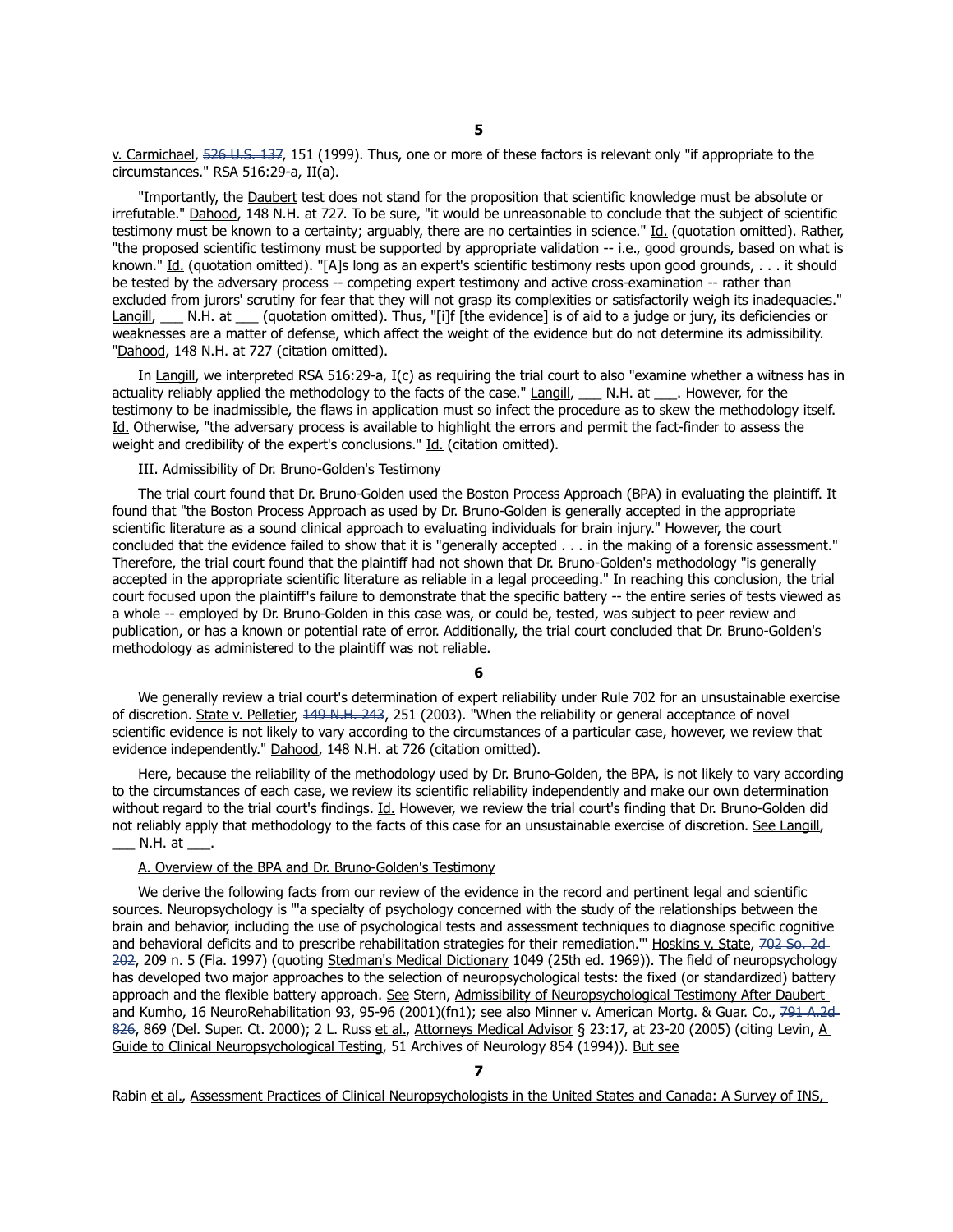v. Carmichael, ~~526 U.S. 137~~, 151 (1999). Thus, one or more of these factors is relevant only "if appropriate to the circumstances." RSA 516:29-a, II(a).

"Importantly, the Daubert test does not stand for the proposition that scientific knowledge must be absolute or irrefutable." Dahood, 148 N.H. at 727. To be sure, "it would be unreasonable to conclude that the subject of scientific testimony must be known to a certainty; arguably, there are no certainties in science." Id. (quotation omitted). Rather, "the proposed scientific testimony must be supported by appropriate validation -- i.e., good grounds, based on what is known." Id. (quotation omitted). "[A]s long as an expert's scientific testimony rests upon good grounds, . . . it should be tested by the adversary process -- competing expert testimony and active cross-examination -- rather than excluded from jurors' scrutiny for fear that they will not grasp its complexities or satisfactorily weigh its inadequacies." Langill, ___ N.H. at ___ (quotation omitted). Thus, "[i]f [the evidence] is of aid to a judge or jury, its deficiencies or weaknesses are a matter of defense, which affect the weight of the evidence but do not determine its admissibility. "Dahood, 148 N.H. at 727 (citation omitted).

In Langill, we interpreted RSA 516:29-a, I(c) as requiring the trial court to also "examine whether a witness has in actuality reliably applied the methodology to the facts of the case." Langill, ___ N.H. at ___. However, for the testimony to be inadmissible, the flaws in application must so infect the procedure as to skew the methodology itself. Id. Otherwise, "the adversary process is available to highlight the errors and permit the fact-finder to assess the weight and credibility of the expert's conclusions." Id. (citation omitted).

III. Admissibility of Dr. Bruno-Golden's Testimony

The trial court found that Dr. Bruno-Golden used the Boston Process Approach (BPA) in evaluating the plaintiff. It found that "the Boston Process Approach as used by Dr. Bruno-Golden is generally accepted in the appropriate scientific literature as a sound clinical approach to evaluating individuals for brain injury." However, the court concluded that the evidence failed to show that it is "generally accepted . . . in the making of a forensic assessment." Therefore, the trial court found that the plaintiff had not shown that Dr. Bruno-Golden's methodology "is generally accepted in the appropriate scientific literature as reliable in a legal proceeding." In reaching this conclusion, the trial court focused upon the plaintiff's failure to demonstrate that the specific battery -- the entire series of tests viewed as a whole -- employed by Dr. Bruno-Golden in this case was, or could be, tested, was subject to peer review and publication, or has a known or potential rate of error. Additionally, the trial court concluded that Dr. Bruno-Golden's methodology as administered to the plaintiff was not reliable.

We generally review a trial court's determination of expert reliability under Rule 702 for an unsustainable exercise of discretion. State v. Pelletier, ~~149 N.H. 243~~, 251 (2003). "When the reliability or general acceptance of novel scientific evidence is not likely to vary according to the circumstances of a particular case, however, we review that evidence independently." Dahood, 148 N.H. at 726 (citation omitted).

Here, because the reliability of the methodology used by Dr. Bruno-Golden, the BPA, is not likely to vary according to the circumstances of each case, we review its scientific reliability independently and make our own determination without regard to the trial court's findings. Id. However, we review the trial court's finding that Dr. Bruno-Golden did not reliably apply that methodology to the facts of this case for an unsustainable exercise of discretion. See Langill, ___ N.H. at ___.

A. Overview of the BPA and Dr. Bruno-Golden's Testimony

We derive the following facts from our review of the evidence in the record and pertinent legal and scientific sources. Neuropsychology is "'a specialty of psychology concerned with the study of the relationships between the brain and behavior, including the use of psychological tests and assessment techniques to diagnose specific cognitive and behavioral deficits and to prescribe rehabilitation strategies for their remediation.'" Hoskins v. State, ~~702 So. 2d 202~~, 209 n. 5 (Fla. 1997) (quoting Stedman's Medical Dictionary 1049 (25th ed. 1969)). The field of neuropsychology has developed two major approaches to the selection of neuropsychological tests: the fixed (or standardized) battery approach and the flexible battery approach. See Stern, Admissibility of Neuropsychological Testimony After Daubert and Kumho, 16 NeuroRehabilitation 93, 95-96 (2001)(fn1); see also Minner v. American Mortg. & Guar. Co., ~~791 A.2d 826~~, 869 (Del. Super. Ct. 2000); 2 L. Russ et al., Attorneys Medical Advisor § 23:17, at 23-20 (2005) (citing Levin, A Guide to Clinical Neuropsychological Testing, 51 Archives of Neurology 854 (1994)). But see

Rabin et al., Assessment Practices of Clinical Neuropsychologists in the United States and Canada: A Survey of INS,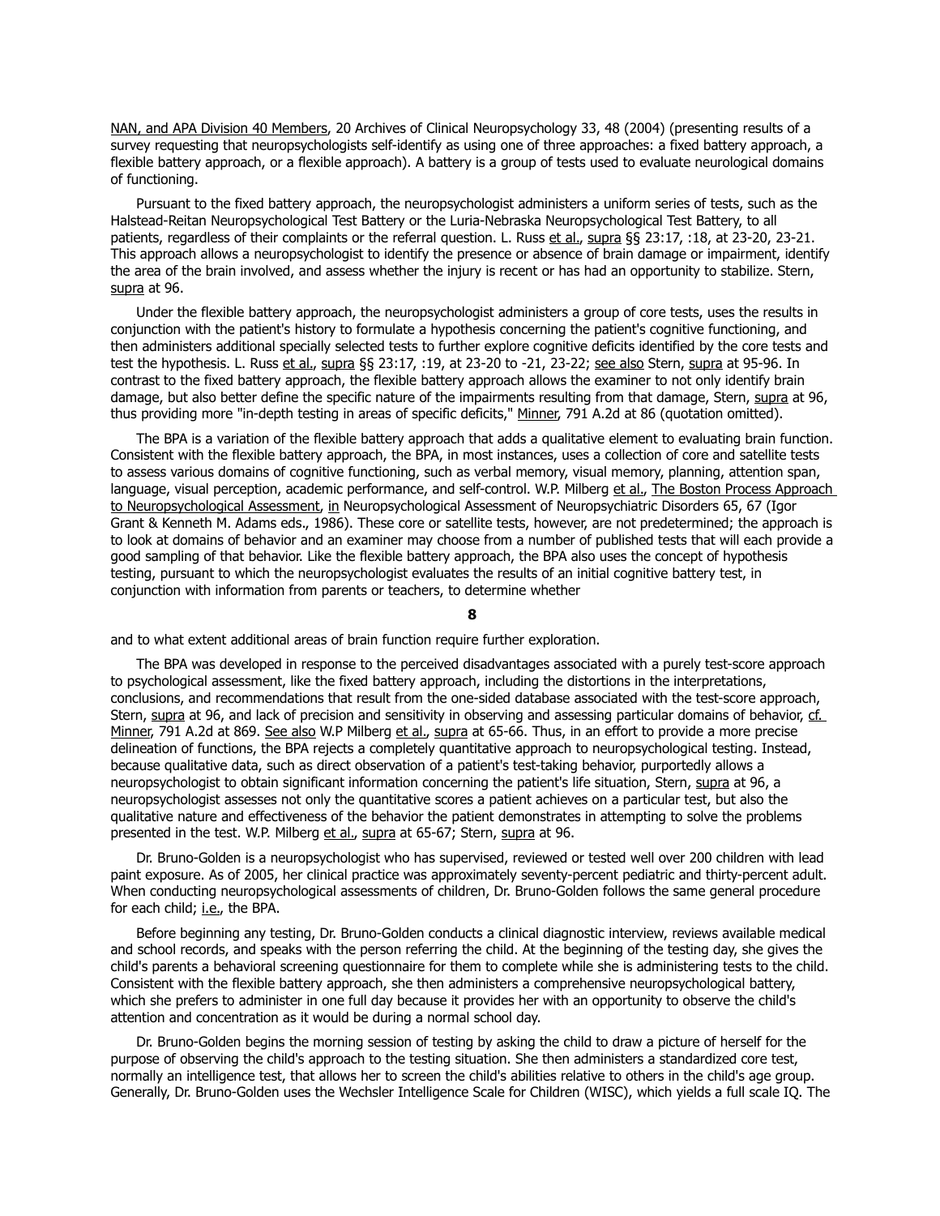NAN, and APA Division 40 Members, 20 Archives of Clinical Neuropsychology 33, 48 (2004) (presenting results of a survey requesting that neuropsychologists self-identify as using one of three approaches: a fixed battery approach, a flexible battery approach, or a flexible approach). A battery is a group of tests used to evaluate neurological domains of functioning.

Pursuant to the fixed battery approach, the neuropsychologist administers a uniform series of tests, such as the Halstead-Reitan Neuropsychological Test Battery or the Luria-Nebraska Neuropsychological Test Battery, to all patients, regardless of their complaints or the referral question. L. Russ et al., supra §§ 23:17, :18, at 23-20, 23-21. This approach allows a neuropsychologist to identify the presence or absence of brain damage or impairment, identify the area of the brain involved, and assess whether the injury is recent or has had an opportunity to stabilize. Stern, supra at 96.

Under the flexible battery approach, the neuropsychologist administers a group of core tests, uses the results in conjunction with the patient's history to formulate a hypothesis concerning the patient's cognitive functioning, and then administers additional specially selected tests to further explore cognitive deficits identified by the core tests and test the hypothesis. L. Russ et al., supra §§ 23:17, :19, at 23-20 to -21, 23-22; see also Stern, supra at 95-96. In contrast to the fixed battery approach, the flexible battery approach allows the examiner to not only identify brain damage, but also better define the specific nature of the impairments resulting from that damage, Stern, supra at 96, thus providing more "in-depth testing in areas of specific deficits," Minner, 791 A.2d at 86 (quotation omitted).

The BPA is a variation of the flexible battery approach that adds a qualitative element to evaluating brain function. Consistent with the flexible battery approach, the BPA, in most instances, uses a collection of core and satellite tests to assess various domains of cognitive functioning, such as verbal memory, visual memory, planning, attention span, language, visual perception, academic performance, and self-control. W.P. Milberg et al., The Boston Process Approach to Neuropsychological Assessment, in Neuropsychological Assessment of Neuropsychiatric Disorders 65, 67 (Igor Grant & Kenneth M. Adams eds., 1986). These core or satellite tests, however, are not predetermined; the approach is to look at domains of behavior and an examiner may choose from a number of published tests that will each provide a good sampling of that behavior. Like the flexible battery approach, the BPA also uses the concept of hypothesis testing, pursuant to which the neuropsychologist evaluates the results of an initial cognitive battery test, in conjunction with information from parents or teachers, to determine whether

**8**

and to what extent additional areas of brain function require further exploration.

The BPA was developed in response to the perceived disadvantages associated with a purely test-score approach to psychological assessment, like the fixed battery approach, including the distortions in the interpretations, conclusions, and recommendations that result from the one-sided database associated with the test-score approach, Stern, supra at 96, and lack of precision and sensitivity in observing and assessing particular domains of behavior, cf. Minner, 791 A.2d at 869. See also W.P Milberg et al., supra at 65-66. Thus, in an effort to provide a more precise delineation of functions, the BPA rejects a completely quantitative approach to neuropsychological testing. Instead, because qualitative data, such as direct observation of a patient's test-taking behavior, purportedly allows a neuropsychologist to obtain significant information concerning the patient's life situation, Stern, supra at 96, a neuropsychologist assesses not only the quantitative scores a patient achieves on a particular test, but also the qualitative nature and effectiveness of the behavior the patient demonstrates in attempting to solve the problems presented in the test. W.P. Milberg et al., supra at 65-67; Stern, supra at 96.

Dr. Bruno-Golden is a neuropsychologist who has supervised, reviewed or tested well over 200 children with lead paint exposure. As of 2005, her clinical practice was approximately seventy-percent pediatric and thirty-percent adult. When conducting neuropsychological assessments of children, Dr. Bruno-Golden follows the same general procedure for each child; i.e., the BPA.

Before beginning any testing, Dr. Bruno-Golden conducts a clinical diagnostic interview, reviews available medical and school records, and speaks with the person referring the child. At the beginning of the testing day, she gives the child's parents a behavioral screening questionnaire for them to complete while she is administering tests to the child. Consistent with the flexible battery approach, she then administers a comprehensive neuropsychological battery, which she prefers to administer in one full day because it provides her with an opportunity to observe the child's attention and concentration as it would be during a normal school day.

Dr. Bruno-Golden begins the morning session of testing by asking the child to draw a picture of herself for the purpose of observing the child's approach to the testing situation. She then administers a standardized core test, normally an intelligence test, that allows her to screen the child's abilities relative to others in the child's age group. Generally, Dr. Bruno-Golden uses the Wechsler Intelligence Scale for Children (WISC), which yields a full scale IQ. The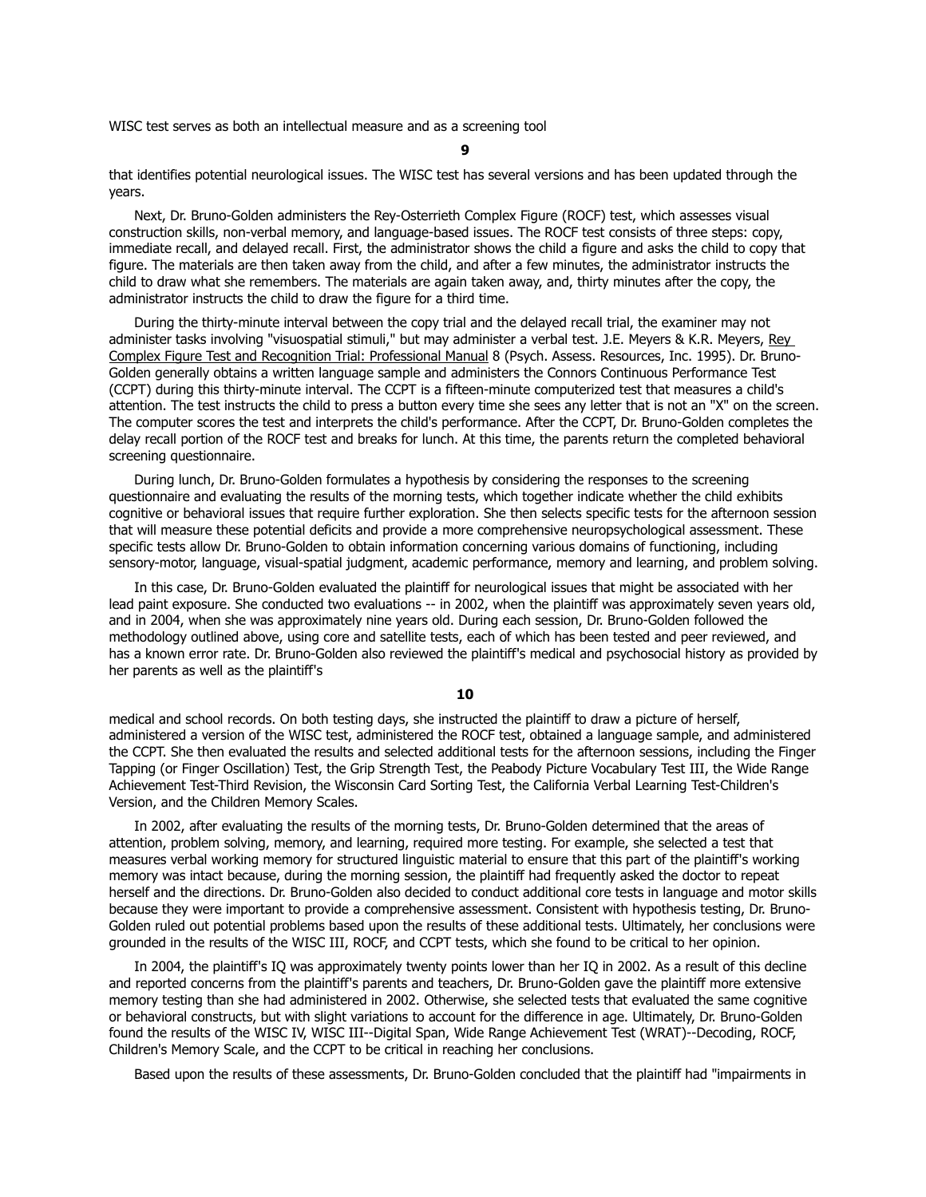WISC test serves as both an intellectual measure and as a screening tool

that identifies potential neurological issues. The WISC test has several versions and has been updated through the years.

Next, Dr. Bruno-Golden administers the Rey-Osterrieth Complex Figure (ROCF) test, which assesses visual construction skills, non-verbal memory, and language-based issues. The ROCF test consists of three steps: copy, immediate recall, and delayed recall. First, the administrator shows the child a figure and asks the child to copy that figure. The materials are then taken away from the child, and after a few minutes, the administrator instructs the child to draw what she remembers. The materials are again taken away, and, thirty minutes after the copy, the administrator instructs the child to draw the figure for a third time.

During the thirty-minute interval between the copy trial and the delayed recall trial, the examiner may not administer tasks involving "visuospatial stimuli," but may administer a verbal test. J.E. Meyers & K.R. Meyers, Rey Complex Figure Test and Recognition Trial: Professional Manual 8 (Psych. Assess. Resources, Inc. 1995). Dr. Bruno-Golden generally obtains a written language sample and administers the Connors Continuous Performance Test (CCPT) during this thirty-minute interval. The CCPT is a fifteen-minute computerized test that measures a child's attention. The test instructs the child to press a button every time she sees any letter that is not an "X" on the screen. The computer scores the test and interprets the child's performance. After the CCPT, Dr. Bruno-Golden completes the delay recall portion of the ROCF test and breaks for lunch. At this time, the parents return the completed behavioral screening questionnaire.

During lunch, Dr. Bruno-Golden formulates a hypothesis by considering the responses to the screening questionnaire and evaluating the results of the morning tests, which together indicate whether the child exhibits cognitive or behavioral issues that require further exploration. She then selects specific tests for the afternoon session that will measure these potential deficits and provide a more comprehensive neuropsychological assessment. These specific tests allow Dr. Bruno-Golden to obtain information concerning various domains of functioning, including sensory-motor, language, visual-spatial judgment, academic performance, memory and learning, and problem solving.

In this case, Dr. Bruno-Golden evaluated the plaintiff for neurological issues that might be associated with her lead paint exposure. She conducted two evaluations -- in 2002, when the plaintiff was approximately seven years old, and in 2004, when she was approximately nine years old. During each session, Dr. Bruno-Golden followed the methodology outlined above, using core and satellite tests, each of which has been tested and peer reviewed, and has a known error rate. Dr. Bruno-Golden also reviewed the plaintiff's medical and psychosocial history as provided by her parents as well as the plaintiff's

medical and school records. On both testing days, she instructed the plaintiff to draw a picture of herself, administered a version of the WISC test, administered the ROCF test, obtained a language sample, and administered the CCPT. She then evaluated the results and selected additional tests for the afternoon sessions, including the Finger Tapping (or Finger Oscillation) Test, the Grip Strength Test, the Peabody Picture Vocabulary Test III, the Wide Range Achievement Test-Third Revision, the Wisconsin Card Sorting Test, the California Verbal Learning Test-Children's Version, and the Children Memory Scales.

In 2002, after evaluating the results of the morning tests, Dr. Bruno-Golden determined that the areas of attention, problem solving, memory, and learning, required more testing. For example, she selected a test that measures verbal working memory for structured linguistic material to ensure that this part of the plaintiff's working memory was intact because, during the morning session, the plaintiff had frequently asked the doctor to repeat herself and the directions. Dr. Bruno-Golden also decided to conduct additional core tests in language and motor skills because they were important to provide a comprehensive assessment. Consistent with hypothesis testing, Dr. Bruno-Golden ruled out potential problems based upon the results of these additional tests. Ultimately, her conclusions were grounded in the results of the WISC III, ROCF, and CCPT tests, which she found to be critical to her opinion.

In 2004, the plaintiff's IQ was approximately twenty points lower than her IQ in 2002. As a result of this decline and reported concerns from the plaintiff's parents and teachers, Dr. Bruno-Golden gave the plaintiff more extensive memory testing than she had administered in 2002. Otherwise, she selected tests that evaluated the same cognitive or behavioral constructs, but with slight variations to account for the difference in age. Ultimately, Dr. Bruno-Golden found the results of the WISC IV, WISC III--Digital Span, Wide Range Achievement Test (WRAT)--Decoding, ROCF, Children's Memory Scale, and the CCPT to be critical in reaching her conclusions.

Based upon the results of these assessments, Dr. Bruno-Golden concluded that the plaintiff had "impairments in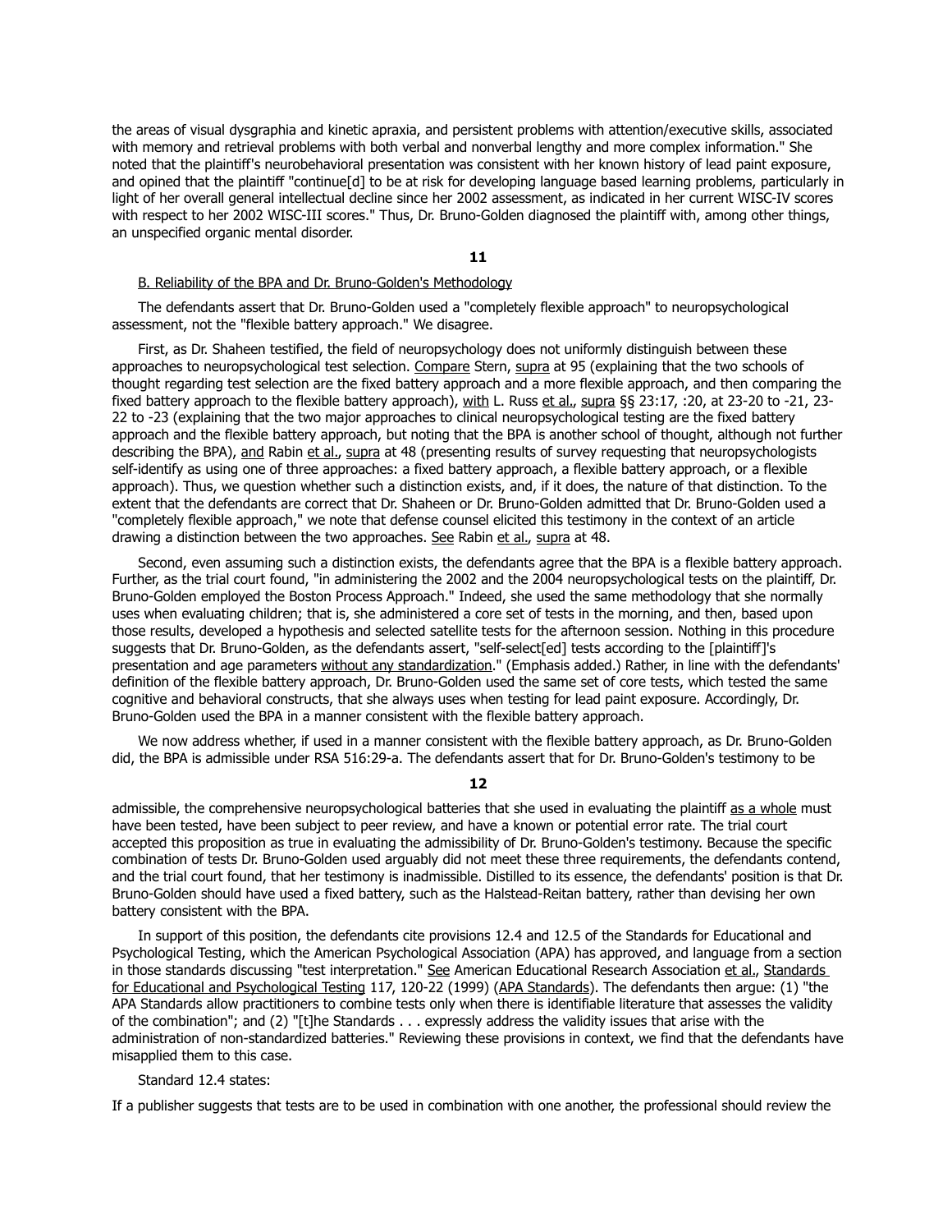the areas of visual dysgraphia and kinetic apraxia, and persistent problems with attention/executive skills, associated with memory and retrieval problems with both verbal and nonverbal lengthy and more complex information." She noted that the plaintiff's neurobehavioral presentation was consistent with her known history of lead paint exposure, and opined that the plaintiff "continue[d] to be at risk for developing language based learning problems, particularly in light of her overall general intellectual decline since her 2002 assessment, as indicated in her current WISC-IV scores with respect to her 2002 WISC-III scores." Thus, Dr. Bruno-Golden diagnosed the plaintiff with, among other things, an unspecified organic mental disorder.

**11**

B. Reliability of the BPA and Dr. Bruno-Golden's Methodology

The defendants assert that Dr. Bruno-Golden used a "completely flexible approach" to neuropsychological assessment, not the "flexible battery approach." We disagree.

First, as Dr. Shaheen testified, the field of neuropsychology does not uniformly distinguish between these approaches to neuropsychological test selection. Compare Stern, supra at 95 (explaining that the two schools of thought regarding test selection are the fixed battery approach and a more flexible approach, and then comparing the fixed battery approach to the flexible battery approach), with L. Russ et al., supra §§ 23:17, :20, at 23-20 to -21, 23-22 to -23 (explaining that the two major approaches to clinical neuropsychological testing are the fixed battery approach and the flexible battery approach, but noting that the BPA is another school of thought, although not further describing the BPA), and Rabin et al., supra at 48 (presenting results of survey requesting that neuropsychologists self-identify as using one of three approaches: a fixed battery approach, a flexible battery approach, or a flexible approach). Thus, we question whether such a distinction exists, and, if it does, the nature of that distinction. To the extent that the defendants are correct that Dr. Shaheen or Dr. Bruno-Golden admitted that Dr. Bruno-Golden used a "completely flexible approach," we note that defense counsel elicited this testimony in the context of an article drawing a distinction between the two approaches. See Rabin et al., supra at 48.

Second, even assuming such a distinction exists, the defendants agree that the BPA is a flexible battery approach. Further, as the trial court found, "in administering the 2002 and the 2004 neuropsychological tests on the plaintiff, Dr. Bruno-Golden employed the Boston Process Approach." Indeed, she used the same methodology that she normally uses when evaluating children; that is, she administered a core set of tests in the morning, and then, based upon those results, developed a hypothesis and selected satellite tests for the afternoon session. Nothing in this procedure suggests that Dr. Bruno-Golden, as the defendants assert, "self-select[ed] tests according to the [plaintiff]'s presentation and age parameters without any standardization." (Emphasis added.) Rather, in line with the defendants' definition of the flexible battery approach, Dr. Bruno-Golden used the same set of core tests, which tested the same cognitive and behavioral constructs, that she always uses when testing for lead paint exposure. Accordingly, Dr. Bruno-Golden used the BPA in a manner consistent with the flexible battery approach.

We now address whether, if used in a manner consistent with the flexible battery approach, as Dr. Bruno-Golden did, the BPA is admissible under RSA 516:29-a. The defendants assert that for Dr. Bruno-Golden's testimony to be

**12**

admissible, the comprehensive neuropsychological batteries that she used in evaluating the plaintiff as a whole must have been tested, have been subject to peer review, and have a known or potential error rate. The trial court accepted this proposition as true in evaluating the admissibility of Dr. Bruno-Golden's testimony. Because the specific combination of tests Dr. Bruno-Golden used arguably did not meet these three requirements, the defendants contend, and the trial court found, that her testimony is inadmissible. Distilled to its essence, the defendants' position is that Dr. Bruno-Golden should have used a fixed battery, such as the Halstead-Reitan battery, rather than devising her own battery consistent with the BPA.

In support of this position, the defendants cite provisions 12.4 and 12.5 of the Standards for Educational and Psychological Testing, which the American Psychological Association (APA) has approved, and language from a section in those standards discussing "test interpretation." See American Educational Research Association et al., Standards for Educational and Psychological Testing 117, 120-22 (1999) (APA Standards). The defendants then argue: (1) "the APA Standards allow practitioners to combine tests only when there is identifiable literature that assesses the validity of the combination"; and (2) "[t]he Standards . . . expressly address the validity issues that arise with the administration of non-standardized batteries." Reviewing these provisions in context, we find that the defendants have misapplied them to this case.

Standard 12.4 states:

If a publisher suggests that tests are to be used in combination with one another, the professional should review the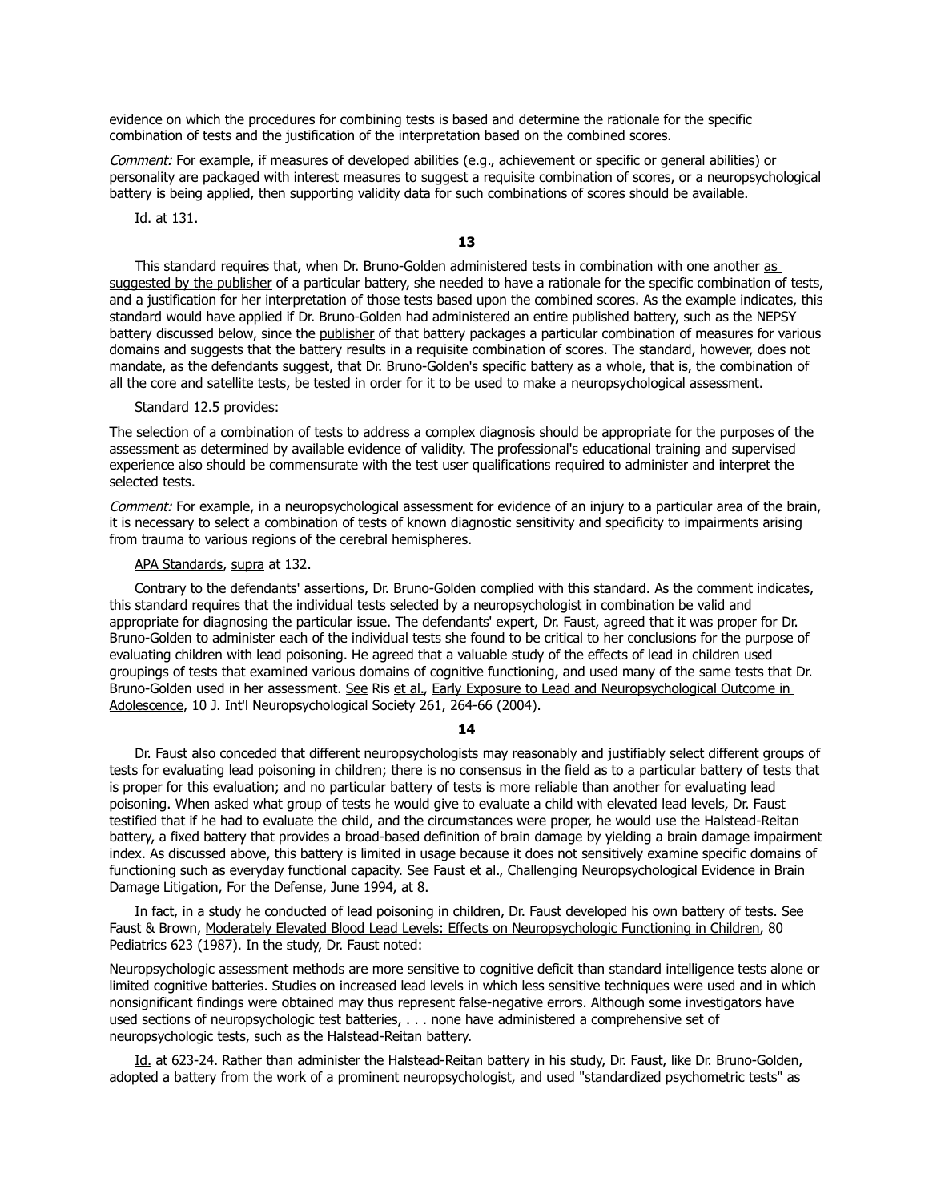evidence on which the procedures for combining tests is based and determine the rationale for the specific combination of tests and the justification of the interpretation based on the combined scores.

*Comment:* For example, if measures of developed abilities (e.g., achievement or specific or general abilities) or personality are packaged with interest measures to suggest a requisite combination of scores, or a neuropsychological battery is being applied, then supporting validity data for such combinations of scores should be available.

Id. at 131.

**13**

This standard requires that, when Dr. Bruno-Golden administered tests in combination with one another as suggested by the publisher of a particular battery, she needed to have a rationale for the specific combination of tests, and a justification for her interpretation of those tests based upon the combined scores. As the example indicates, this standard would have applied if Dr. Bruno-Golden had administered an entire published battery, such as the NEPSY battery discussed below, since the publisher of that battery packages a particular combination of measures for various domains and suggests that the battery results in a requisite combination of scores. The standard, however, does not mandate, as the defendants suggest, that Dr. Bruno-Golden's specific battery as a whole, that is, the combination of all the core and satellite tests, be tested in order for it to be used to make a neuropsychological assessment.

Standard 12.5 provides:

The selection of a combination of tests to address a complex diagnosis should be appropriate for the purposes of the assessment as determined by available evidence of validity. The professional's educational training and supervised experience also should be commensurate with the test user qualifications required to administer and interpret the selected tests.

*Comment:* For example, in a neuropsychological assessment for evidence of an injury to a particular area of the brain, it is necessary to select a combination of tests of known diagnostic sensitivity and specificity to impairments arising from trauma to various regions of the cerebral hemispheres.

APA Standards, supra at 132.

Contrary to the defendants' assertions, Dr. Bruno-Golden complied with this standard. As the comment indicates, this standard requires that the individual tests selected by a neuropsychologist in combination be valid and appropriate for diagnosing the particular issue. The defendants' expert, Dr. Faust, agreed that it was proper for Dr. Bruno-Golden to administer each of the individual tests she found to be critical to her conclusions for the purpose of evaluating children with lead poisoning. He agreed that a valuable study of the effects of lead in children used groupings of tests that examined various domains of cognitive functioning, and used many of the same tests that Dr. Bruno-Golden used in her assessment. See Ris et al., Early Exposure to Lead and Neuropsychological Outcome in Adolescence, 10 J. Int'l Neuropsychological Society 261, 264-66 (2004).

**14**

Dr. Faust also conceded that different neuropsychologists may reasonably and justifiably select different groups of tests for evaluating lead poisoning in children; there is no consensus in the field as to a particular battery of tests that is proper for this evaluation; and no particular battery of tests is more reliable than another for evaluating lead poisoning. When asked what group of tests he would give to evaluate a child with elevated lead levels, Dr. Faust testified that if he had to evaluate the child, and the circumstances were proper, he would use the Halstead-Reitan battery, a fixed battery that provides a broad-based definition of brain damage by yielding a brain damage impairment index. As discussed above, this battery is limited in usage because it does not sensitively examine specific domains of functioning such as everyday functional capacity. See Faust et al., Challenging Neuropsychological Evidence in Brain Damage Litigation, For the Defense, June 1994, at 8.

In fact, in a study he conducted of lead poisoning in children, Dr. Faust developed his own battery of tests. See Faust & Brown, Moderately Elevated Blood Lead Levels: Effects on Neuropsychologic Functioning in Children, 80 Pediatrics 623 (1987). In the study, Dr. Faust noted:

Neuropsychologic assessment methods are more sensitive to cognitive deficit than standard intelligence tests alone or limited cognitive batteries. Studies on increased lead levels in which less sensitive techniques were used and in which nonsignificant findings were obtained may thus represent false-negative errors. Although some investigators have used sections of neuropsychologic test batteries, . . . none have administered a comprehensive set of neuropsychologic tests, such as the Halstead-Reitan battery.

Id. at 623-24. Rather than administer the Halstead-Reitan battery in his study, Dr. Faust, like Dr. Bruno-Golden, adopted a battery from the work of a prominent neuropsychologist, and used "standardized psychometric tests" as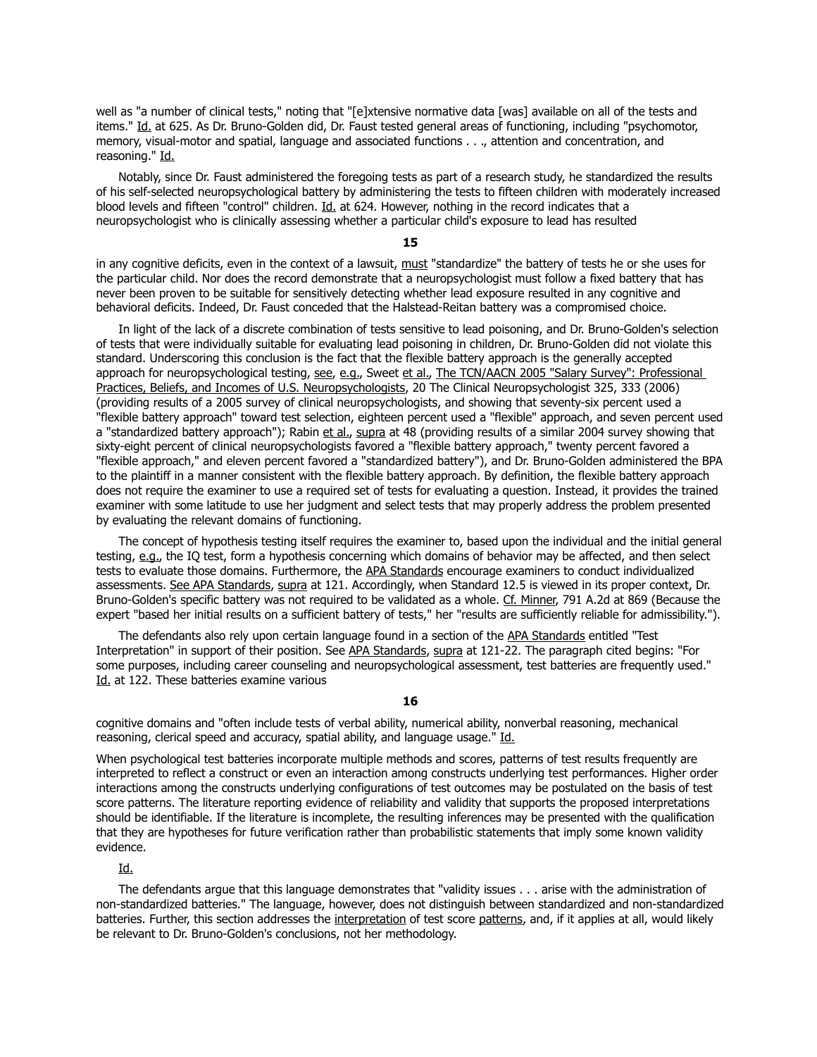well as "a number of clinical tests," noting that "[e]xtensive normative data [was] available on all of the tests and items." Id. at 625. As Dr. Bruno-Golden did, Dr. Faust tested general areas of functioning, including "psychomotor, memory, visual-motor and spatial, language and associated functions . . ., attention and concentration, and reasoning." Id.

Notably, since Dr. Faust administered the foregoing tests as part of a research study, he standardized the results of his self-selected neuropsychological battery by administering the tests to fifteen children with moderately increased blood levels and fifteen "control" children. Id. at 624. However, nothing in the record indicates that a neuropsychologist who is clinically assessing whether a particular child's exposure to lead has resulted

in any cognitive deficits, even in the context of a lawsuit, must "standardize" the battery of tests he or she uses for the particular child. Nor does the record demonstrate that a neuropsychologist must follow a fixed battery that has never been proven to be suitable for sensitively detecting whether lead exposure resulted in any cognitive and behavioral deficits. Indeed, Dr. Faust conceded that the Halstead-Reitan battery was a compromised choice.

In light of the lack of a discrete combination of tests sensitive to lead poisoning, and Dr. Bruno-Golden's selection of tests that were individually suitable for evaluating lead poisoning in children, Dr. Bruno-Golden did not violate this standard. Underscoring this conclusion is the fact that the flexible battery approach is the generally accepted approach for neuropsychological testing, see, e.g., Sweet et al., The TCN/AACN 2005 "Salary Survey": Professional Practices, Beliefs, and Incomes of U.S. Neuropsychologists, 20 The Clinical Neuropsychologist 325, 333 (2006) (providing results of a 2005 survey of clinical neuropsychologists, and showing that seventy-six percent used a "flexible battery approach" toward test selection, eighteen percent used a "flexible" approach, and seven percent used a "standardized battery approach"); Rabin et al., supra at 48 (providing results of a similar 2004 survey showing that sixty-eight percent of clinical neuropsychologists favored a "flexible battery approach," twenty percent favored a "flexible approach," and eleven percent favored a "standardized battery"), and Dr. Bruno-Golden administered the BPA to the plaintiff in a manner consistent with the flexible battery approach. By definition, the flexible battery approach does not require the examiner to use a required set of tests for evaluating a question. Instead, it provides the trained examiner with some latitude to use her judgment and select tests that may properly address the problem presented by evaluating the relevant domains of functioning.

The concept of hypothesis testing itself requires the examiner to, based upon the individual and the initial general testing, e.g., the IQ test, form a hypothesis concerning which domains of behavior may be affected, and then select tests to evaluate those domains. Furthermore, the APA Standards encourage examiners to conduct individualized assessments. See APA Standards, supra at 121. Accordingly, when Standard 12.5 is viewed in its proper context, Dr. Bruno-Golden's specific battery was not required to be validated as a whole. Cf. Minner, 791 A.2d at 869 (Because the expert "based her initial results on a sufficient battery of tests," her "results are sufficiently reliable for admissibility.").

The defendants also rely upon certain language found in a section of the APA Standards entitled "Test Interpretation" in support of their position. See APA Standards, supra at 121-22. The paragraph cited begins: "For some purposes, including career counseling and neuropsychological assessment, test batteries are frequently used." Id. at 122. These batteries examine various

cognitive domains and "often include tests of verbal ability, numerical ability, nonverbal reasoning, mechanical reasoning, clerical speed and accuracy, spatial ability, and language usage." Id.

When psychological test batteries incorporate multiple methods and scores, patterns of test results frequently are interpreted to reflect a construct or even an interaction among constructs underlying test performances. Higher order interactions among the constructs underlying configurations of test outcomes may be postulated on the basis of test score patterns. The literature reporting evidence of reliability and validity that supports the proposed interpretations should be identifiable. If the literature is incomplete, the resulting inferences may be presented with the qualification that they are hypotheses for future verification rather than probabilistic statements that imply some known validity evidence.

Id.

The defendants argue that this language demonstrates that "validity issues . . . arise with the administration of non-standardized batteries." The language, however, does not distinguish between standardized and non-standardized batteries. Further, this section addresses the interpretation of test score patterns, and, if it applies at all, would likely be relevant to Dr. Bruno-Golden's conclusions, not her methodology.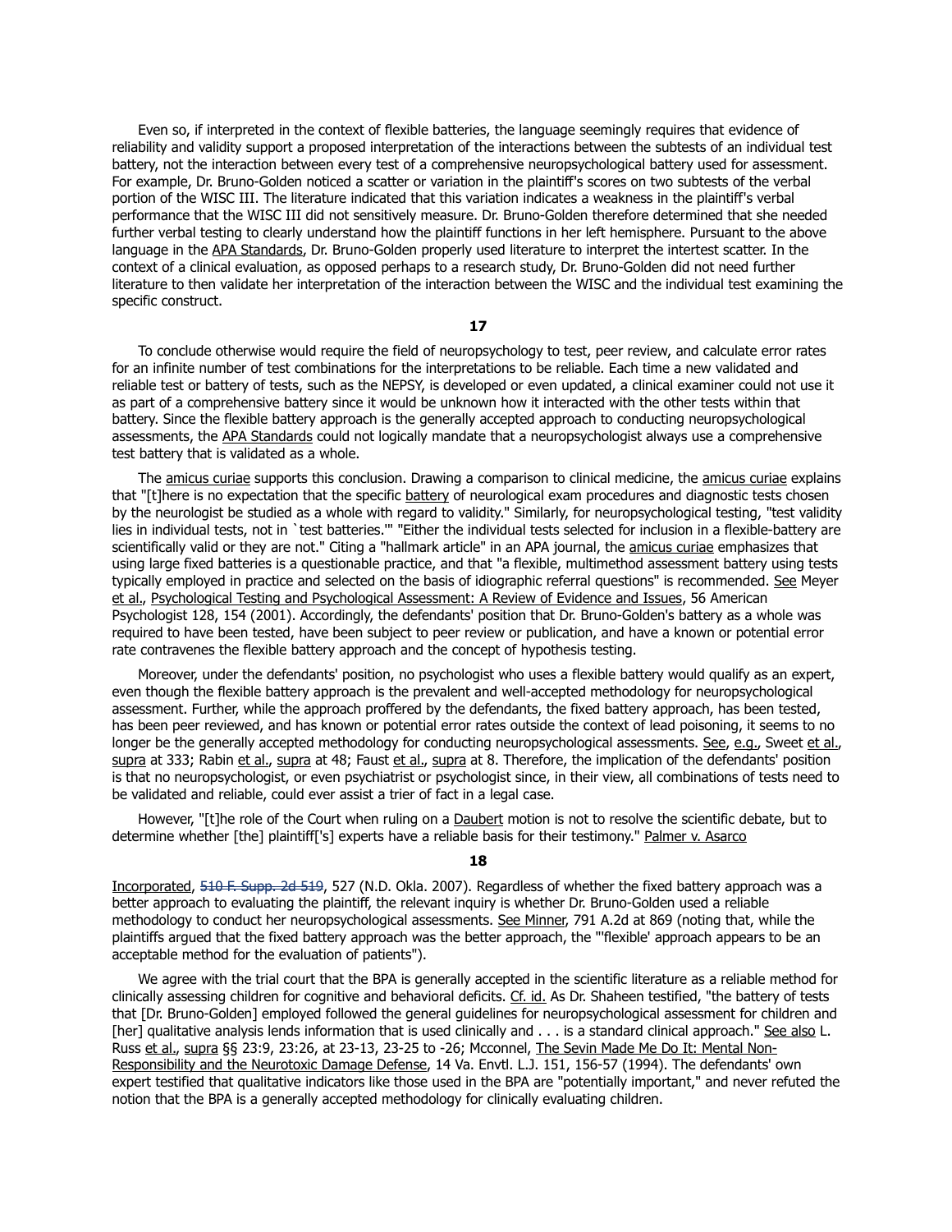Even so, if interpreted in the context of flexible batteries, the language seemingly requires that evidence of reliability and validity support a proposed interpretation of the interactions between the subtests of an individual test battery, not the interaction between every test of a comprehensive neuropsychological battery used for assessment. For example, Dr. Bruno-Golden noticed a scatter or variation in the plaintiff's scores on two subtests of the verbal portion of the WISC III. The literature indicated that this variation indicates a weakness in the plaintiff's verbal performance that the WISC III did not sensitively measure. Dr. Bruno-Golden therefore determined that she needed further verbal testing to clearly understand how the plaintiff functions in her left hemisphere. Pursuant to the above language in the APA Standards, Dr. Bruno-Golden properly used literature to interpret the intertest scatter. In the context of a clinical evaluation, as opposed perhaps to a research study, Dr. Bruno-Golden did not need further literature to then validate her interpretation of the interaction between the WISC and the individual test examining the specific construct.

**17**

To conclude otherwise would require the field of neuropsychology to test, peer review, and calculate error rates for an infinite number of test combinations for the interpretations to be reliable. Each time a new validated and reliable test or battery of tests, such as the NEPSY, is developed or even updated, a clinical examiner could not use it as part of a comprehensive battery since it would be unknown how it interacted with the other tests within that battery. Since the flexible battery approach is the generally accepted approach to conducting neuropsychological assessments, the APA Standards could not logically mandate that a neuropsychologist always use a comprehensive test battery that is validated as a whole.

The amicus curiae supports this conclusion. Drawing a comparison to clinical medicine, the amicus curiae explains that "[t]here is no expectation that the specific battery of neurological exam procedures and diagnostic tests chosen by the neurologist be studied as a whole with regard to validity." Similarly, for neuropsychological testing, "test validity lies in individual tests, not in `test batteries.'" "Either the individual tests selected for inclusion in a flexible-battery are scientifically valid or they are not." Citing a "hallmark article" in an APA journal, the amicus curiae emphasizes that using large fixed batteries is a questionable practice, and that "a flexible, multimethod assessment battery using tests typically employed in practice and selected on the basis of idiographic referral questions" is recommended. See Meyer et al., Psychological Testing and Psychological Assessment: A Review of Evidence and Issues, 56 American Psychologist 128, 154 (2001). Accordingly, the defendants' position that Dr. Bruno-Golden's battery as a whole was required to have been tested, have been subject to peer review or publication, and have a known or potential error rate contravenes the flexible battery approach and the concept of hypothesis testing.

Moreover, under the defendants' position, no psychologist who uses a flexible battery would qualify as an expert, even though the flexible battery approach is the prevalent and well-accepted methodology for neuropsychological assessment. Further, while the approach proffered by the defendants, the fixed battery approach, has been tested, has been peer reviewed, and has known or potential error rates outside the context of lead poisoning, it seems to no longer be the generally accepted methodology for conducting neuropsychological assessments. See, e.g., Sweet et al., supra at 333; Rabin et al., supra at 48; Faust et al., supra at 8. Therefore, the implication of the defendants' position is that no neuropsychologist, or even psychiatrist or psychologist since, in their view, all combinations of tests need to be validated and reliable, could ever assist a trier of fact in a legal case.

However, "[t]he role of the Court when ruling on a Daubert motion is not to resolve the scientific debate, but to determine whether [the] plaintiff['s] experts have a reliable basis for their testimony." Palmer v. Asarco

**18**

Incorporated, 510 F. Supp. 2d 519, 527 (N.D. Okla. 2007). Regardless of whether the fixed battery approach was a better approach to evaluating the plaintiff, the relevant inquiry is whether Dr. Bruno-Golden used a reliable methodology to conduct her neuropsychological assessments. See Minner, 791 A.2d at 869 (noting that, while the plaintiffs argued that the fixed battery approach was the better approach, the "'flexible' approach appears to be an acceptable method for the evaluation of patients").

We agree with the trial court that the BPA is generally accepted in the scientific literature as a reliable method for clinically assessing children for cognitive and behavioral deficits. Cf. id. As Dr. Shaheen testified, "the battery of tests that [Dr. Bruno-Golden] employed followed the general guidelines for neuropsychological assessment for children and [her] qualitative analysis lends information that is used clinically and . . . is a standard clinical approach." See also L. Russ et al., supra §§ 23:9, 23:26, at 23-13, 23-25 to -26; Mcconnel, The Sevin Made Me Do It: Mental Non-Responsibility and the Neurotoxic Damage Defense, 14 Va. Envtl. L.J. 151, 156-57 (1994). The defendants' own expert testified that qualitative indicators like those used in the BPA are "potentially important," and never refuted the notion that the BPA is a generally accepted methodology for clinically evaluating children.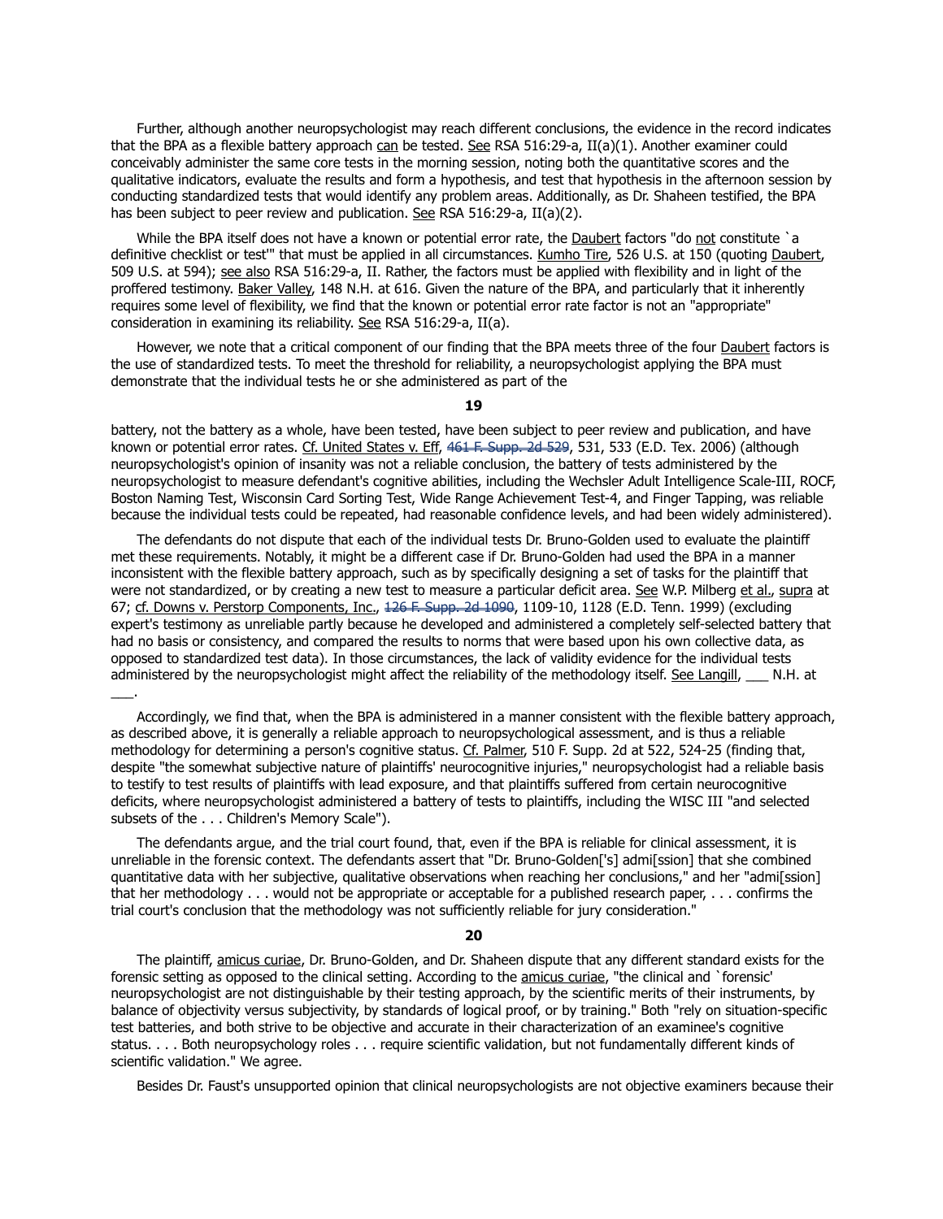Further, although another neuropsychologist may reach different conclusions, the evidence in the record indicates that the BPA as a flexible battery approach can be tested. See RSA 516:29-a, II(a)(1). Another examiner could conceivably administer the same core tests in the morning session, noting both the quantitative scores and the qualitative indicators, evaluate the results and form a hypothesis, and test that hypothesis in the afternoon session by conducting standardized tests that would identify any problem areas. Additionally, as Dr. Shaheen testified, the BPA has been subject to peer review and publication. See RSA 516:29-a, II(a)(2).

While the BPA itself does not have a known or potential error rate, the Daubert factors "do not constitute `a definitive checklist or test'" that must be applied in all circumstances. Kumho Tire, 526 U.S. at 150 (quoting Daubert, 509 U.S. at 594); see also RSA 516:29-a, II. Rather, the factors must be applied with flexibility and in light of the proffered testimony. Baker Valley, 148 N.H. at 616. Given the nature of the BPA, and particularly that it inherently requires some level of flexibility, we find that the known or potential error rate factor is not an "appropriate" consideration in examining its reliability. See RSA 516:29-a, II(a).

However, we note that a critical component of our finding that the BPA meets three of the four Daubert factors is the use of standardized tests. To meet the threshold for reliability, a neuropsychologist applying the BPA must demonstrate that the individual tests he or she administered as part of the battery, not the battery as a whole, have been tested, have been subject to peer review and publication, and have known or potential error rates. Cf. United States v. Eff, ~~461 F. Supp. 2d 529~~, 531, 533 (E.D. Tex. 2006) (although neuropsychologist's opinion of insanity was not a reliable conclusion, the battery of tests administered by the neuropsychologist to measure defendant's cognitive abilities, including the Wechsler Adult Intelligence Scale-III, ROCF, Boston Naming Test, Wisconsin Card Sorting Test, Wide Range Achievement Test-4, and Finger Tapping, was reliable because the individual tests could be repeated, had reasonable confidence levels, and had been widely administered).

The defendants do not dispute that each of the individual tests Dr. Bruno-Golden used to evaluate the plaintiff met these requirements. Notably, it might be a different case if Dr. Bruno-Golden had used the BPA in a manner inconsistent with the flexible battery approach, such as by specifically designing a set of tasks for the plaintiff that were not standardized, or by creating a new test to measure a particular deficit area. See W.P. Milberg et al., supra at 67; cf. Downs v. Perstorp Components, Inc., ~~126 F. Supp. 2d 1090~~, 1109-10, 1128 (E.D. Tenn. 1999) (excluding expert's testimony as unreliable partly because he developed and administered a completely self-selected battery that had no basis or consistency, and compared the results to norms that were based upon his own collective data, as opposed to standardized test data). In those circumstances, the lack of validity evidence for the individual tests administered by the neuropsychologist might affect the reliability of the methodology itself. See Langill, ___ N.H. at ___.

Accordingly, we find that, when the BPA is administered in a manner consistent with the flexible battery approach, as described above, it is generally a reliable approach to neuropsychological assessment, and is thus a reliable methodology for determining a person's cognitive status. Cf. Palmer, 510 F. Supp. 2d at 522, 524-25 (finding that, despite "the somewhat subjective nature of plaintiffs' neurocognitive injuries," neuropsychologist had a reliable basis to testify to test results of plaintiffs with lead exposure, and that plaintiffs suffered from certain neurocognitive deficits, where neuropsychologist administered a battery of tests to plaintiffs, including the WISC III "and selected subsets of the . . . Children's Memory Scale").

The defendants argue, and the trial court found, that, even if the BPA is reliable for clinical assessment, it is unreliable in the forensic context. The defendants assert that "Dr. Bruno-Golden['s] admi[ssion] that she combined quantitative data with her subjective, qualitative observations when reaching her conclusions," and her "admi[ssion] that her methodology . . . would not be appropriate or acceptable for a published research paper, . . . confirms the trial court's conclusion that the methodology was not sufficiently reliable for jury consideration."

The plaintiff, amicus curiae, Dr. Bruno-Golden, and Dr. Shaheen dispute that any different standard exists for the forensic setting as opposed to the clinical setting. According to the amicus curiae, "the clinical and `forensic' neuropsychologist are not distinguishable by their testing approach, by the scientific merits of their instruments, by balance of objectivity versus subjectivity, by standards of logical proof, or by training." Both "rely on situation-specific test batteries, and both strive to be objective and accurate in their characterization of an examinee's cognitive status. . . . Both neuropsychology roles . . . require scientific validation, but not fundamentally different kinds of scientific validation." We agree.

Besides Dr. Faust's unsupported opinion that clinical neuropsychologists are not objective examiners because their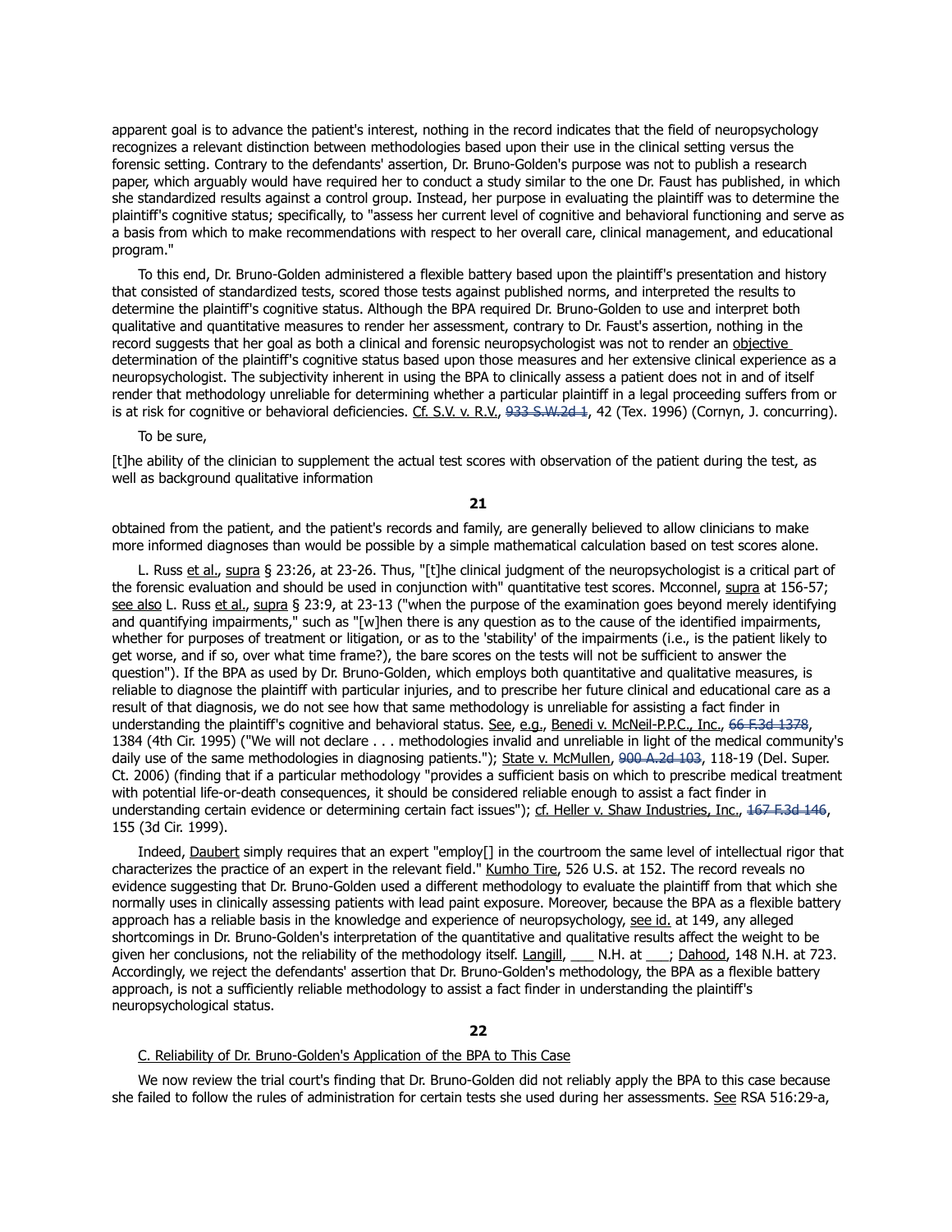apparent goal is to advance the patient's interest, nothing in the record indicates that the field of neuropsychology recognizes a relevant distinction between methodologies based upon their use in the clinical setting versus the forensic setting. Contrary to the defendants' assertion, Dr. Bruno-Golden's purpose was not to publish a research paper, which arguably would have required her to conduct a study similar to the one Dr. Faust has published, in which she standardized results against a control group. Instead, her purpose in evaluating the plaintiff was to determine the plaintiff's cognitive status; specifically, to "assess her current level of cognitive and behavioral functioning and serve as a basis from which to make recommendations with respect to her overall care, clinical management, and educational program."

To this end, Dr. Bruno-Golden administered a flexible battery based upon the plaintiff's presentation and history that consisted of standardized tests, scored those tests against published norms, and interpreted the results to determine the plaintiff's cognitive status. Although the BPA required Dr. Bruno-Golden to use and interpret both qualitative and quantitative measures to render her assessment, contrary to Dr. Faust's assertion, nothing in the record suggests that her goal as both a clinical and forensic neuropsychologist was not to render an objective determination of the plaintiff's cognitive status based upon those measures and her extensive clinical experience as a neuropsychologist. The subjectivity inherent in using the BPA to clinically assess a patient does not in and of itself render that methodology unreliable for determining whether a particular plaintiff in a legal proceeding suffers from or is at risk for cognitive or behavioral deficiencies. Cf. S.V. v. R.V., 933 S.W.2d 1, 42 (Tex. 1996) (Cornyn, J. concurring).

To be sure,

[t]he ability of the clinician to supplement the actual test scores with observation of the patient during the test, as well as background qualitative information obtained from the patient, and the patient's records and family, are generally believed to allow clinicians to make more informed diagnoses than would be possible by a simple mathematical calculation based on test scores alone.

L. Russ et al., supra § 23:26, at 23-26. Thus, "[t]he clinical judgment of the neuropsychologist is a critical part of the forensic evaluation and should be used in conjunction with" quantitative test scores. Mcconnel, supra at 156-57; see also L. Russ et al., supra § 23:9, at 23-13 ("when the purpose of the examination goes beyond merely identifying and quantifying impairments," such as "[w]hen there is any question as to the cause of the identified impairments, whether for purposes of treatment or litigation, or as to the 'stability' of the impairments (i.e., is the patient likely to get worse, and if so, over what time frame?), the bare scores on the tests will not be sufficient to answer the question"). If the BPA as used by Dr. Bruno-Golden, which employs both quantitative and qualitative measures, is reliable to diagnose the plaintiff with particular injuries, and to prescribe her future clinical and educational care as a result of that diagnosis, we do not see how that same methodology is unreliable for assisting a fact finder in understanding the plaintiff's cognitive and behavioral status. See, e.g., Benedi v. McNeil-P.P.C., Inc., 66 F.3d 1378, 1384 (4th Cir. 1995) ("We will not declare . . . methodologies invalid and unreliable in light of the medical community's daily use of the same methodologies in diagnosing patients."); State v. McMullen, 900 A.2d 103, 118-19 (Del. Super. Ct. 2006) (finding that if a particular methodology "provides a sufficient basis on which to prescribe medical treatment with potential life-or-death consequences, it should be considered reliable enough to assist a fact finder in understanding certain evidence or determining certain fact issues"); cf. Heller v. Shaw Industries, Inc., 167 F.3d 146, 155 (3d Cir. 1999).

Indeed, Daubert simply requires that an expert "employ[] in the courtroom the same level of intellectual rigor that characterizes the practice of an expert in the relevant field." Kumho Tire, 526 U.S. at 152. The record reveals no evidence suggesting that Dr. Bruno-Golden used a different methodology to evaluate the plaintiff from that which she normally uses in clinically assessing patients with lead paint exposure. Moreover, because the BPA as a flexible battery approach has a reliable basis in the knowledge and experience of neuropsychology, see id. at 149, any alleged shortcomings in Dr. Bruno-Golden's interpretation of the quantitative and qualitative results affect the weight to be given her conclusions, not the reliability of the methodology itself. Langill, ___ N.H. at ___; Dahood, 148 N.H. at 723. Accordingly, we reject the defendants' assertion that Dr. Bruno-Golden's methodology, the BPA as a flexible battery approach, is not a sufficiently reliable methodology to assist a fact finder in understanding the plaintiff's neuropsychological status.

### C. Reliability of Dr. Bruno-Golden's Application of the BPA to This Case

We now review the trial court's finding that Dr. Bruno-Golden did not reliably apply the BPA to this case because she failed to follow the rules of administration for certain tests she used during her assessments. See RSA 516:29-a,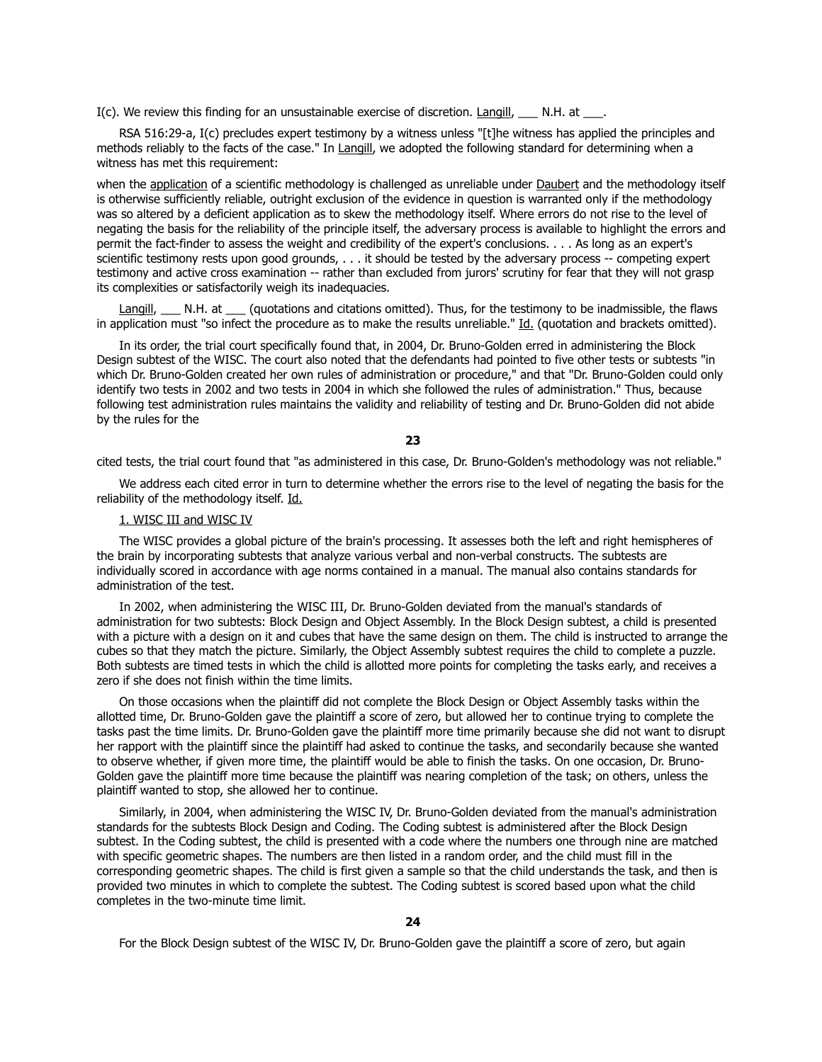I(c). We review this finding for an unsustainable exercise of discretion. Langill, ___ N.H. at ___.

RSA 516:29-a, I(c) precludes expert testimony by a witness unless "[t]he witness has applied the principles and methods reliably to the facts of the case." In Langill, we adopted the following standard for determining when a witness has met this requirement:

> when the application of a scientific methodology is challenged as unreliable under Daubert and the methodology itself is otherwise sufficiently reliable, outright exclusion of the evidence in question is warranted only if the methodology was so altered by a deficient application as to skew the methodology itself. Where errors do not rise to the level of negating the basis for the reliability of the principle itself, the adversary process is available to highlight the errors and permit the fact-finder to assess the weight and credibility of the expert's conclusions. . . . As long as an expert's scientific testimony rests upon good grounds, . . . it should be tested by the adversary process -- competing expert testimony and active cross examination -- rather than excluded from jurors' scrutiny for fear that they will not grasp its complexities or satisfactorily weigh its inadequacies.

Langill, ___ N.H. at ___ (quotations and citations omitted). Thus, for the testimony to be inadmissible, the flaws in application must "so infect the procedure as to make the results unreliable." Id. (quotation and brackets omitted).

In its order, the trial court specifically found that, in 2004, Dr. Bruno-Golden erred in administering the Block Design subtest of the WISC. The court also noted that the defendants had pointed to five other tests or subtests "in which Dr. Bruno-Golden created her own rules of administration or procedure," and that "Dr. Bruno-Golden could only identify two tests in 2002 and two tests in 2004 in which she followed the rules of administration." Thus, because following test administration rules maintains the validity and reliability of testing and Dr. Bruno-Golden did not abide by the rules for the cited tests, the trial court found that "as administered in this case, Dr. Bruno-Golden's methodology was not reliable."

We address each cited error in turn to determine whether the errors rise to the level of negating the basis for the reliability of the methodology itself. Id.

1. WISC III and WISC IV

The WISC provides a global picture of the brain's processing. It assesses both the left and right hemispheres of the brain by incorporating subtests that analyze various verbal and non-verbal constructs. The subtests are individually scored in accordance with age norms contained in a manual. The manual also contains standards for administration of the test.

In 2002, when administering the WISC III, Dr. Bruno-Golden deviated from the manual's standards of administration for two subtests: Block Design and Object Assembly. In the Block Design subtest, a child is presented with a picture with a design on it and cubes that have the same design on them. The child is instructed to arrange the cubes so that they match the picture. Similarly, the Object Assembly subtest requires the child to complete a puzzle. Both subtests are timed tests in which the child is allotted more points for completing the tasks early, and receives a zero if she does not finish within the time limits.

On those occasions when the plaintiff did not complete the Block Design or Object Assembly tasks within the allotted time, Dr. Bruno-Golden gave the plaintiff a score of zero, but allowed her to continue trying to complete the tasks past the time limits. Dr. Bruno-Golden gave the plaintiff more time primarily because she did not want to disrupt her rapport with the plaintiff since the plaintiff had asked to continue the tasks, and secondarily because she wanted to observe whether, if given more time, the plaintiff would be able to finish the tasks. On one occasion, Dr. Bruno-Golden gave the plaintiff more time because the plaintiff was nearing completion of the task; on others, unless the plaintiff wanted to stop, she allowed her to continue.

Similarly, in 2004, when administering the WISC IV, Dr. Bruno-Golden deviated from the manual's administration standards for the subtests Block Design and Coding. The Coding subtest is administered after the Block Design subtest. In the Coding subtest, the child is presented with a code where the numbers one through nine are matched with specific geometric shapes. The numbers are then listed in a random order, and the child must fill in the corresponding geometric shapes. The child is first given a sample so that the child understands the task, and then is provided two minutes in which to complete the subtest. The Coding subtest is scored based upon what the child completes in the two-minute time limit.

For the Block Design subtest of the WISC IV, Dr. Bruno-Golden gave the plaintiff a score of zero, but again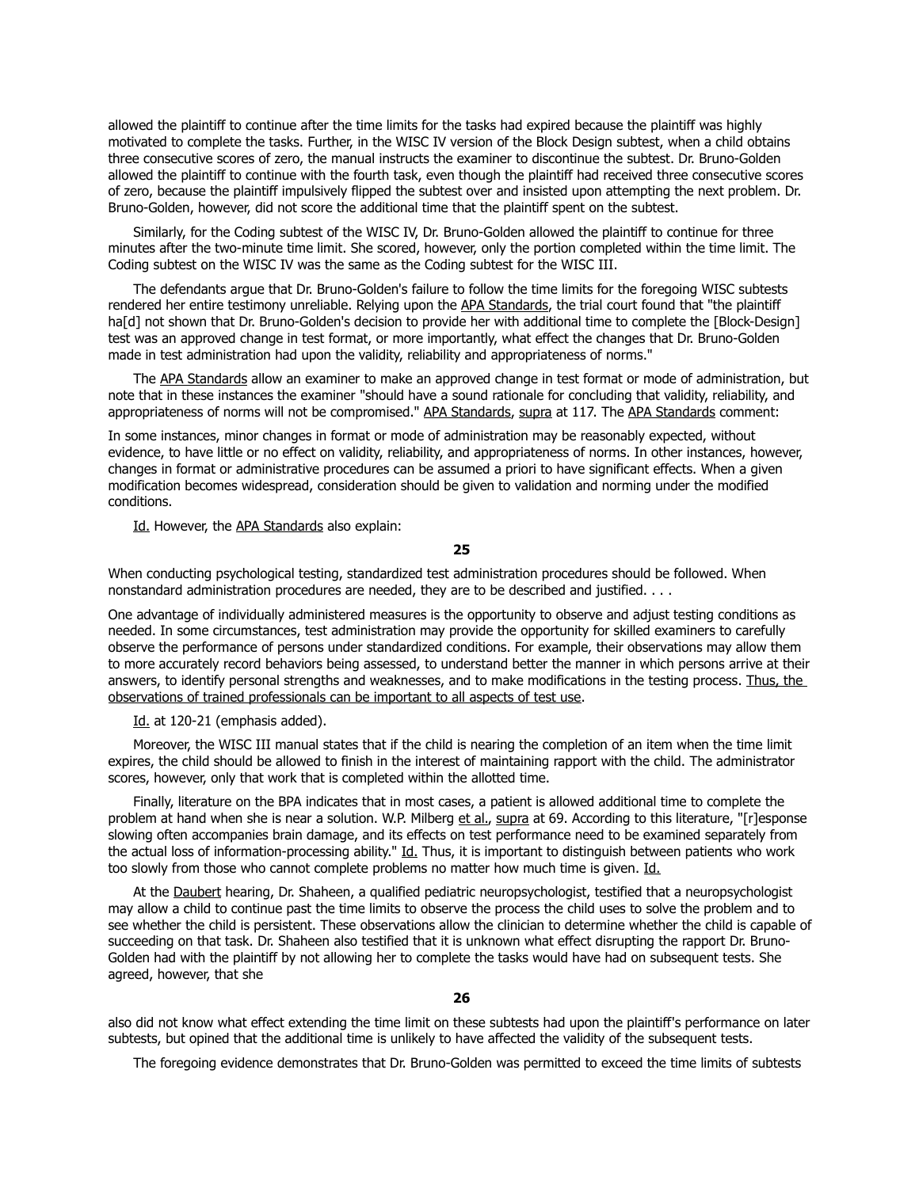allowed the plaintiff to continue after the time limits for the tasks had expired because the plaintiff was highly motivated to complete the tasks. Further, in the WISC IV version of the Block Design subtest, when a child obtains three consecutive scores of zero, the manual instructs the examiner to discontinue the subtest. Dr. Bruno-Golden allowed the plaintiff to continue with the fourth task, even though the plaintiff had received three consecutive scores of zero, because the plaintiff impulsively flipped the subtest over and insisted upon attempting the next problem. Dr. Bruno-Golden, however, did not score the additional time that the plaintiff spent on the subtest.

Similarly, for the Coding subtest of the WISC IV, Dr. Bruno-Golden allowed the plaintiff to continue for three minutes after the two-minute time limit. She scored, however, only the portion completed within the time limit. The Coding subtest on the WISC IV was the same as the Coding subtest for the WISC III.

The defendants argue that Dr. Bruno-Golden's failure to follow the time limits for the foregoing WISC subtests rendered her entire testimony unreliable. Relying upon the APA Standards, the trial court found that "the plaintiff ha[d] not shown that Dr. Bruno-Golden's decision to provide her with additional time to complete the [Block-Design] test was an approved change in test format, or more importantly, what effect the changes that Dr. Bruno-Golden made in test administration had upon the validity, reliability and appropriateness of norms."

The APA Standards allow an examiner to make an approved change in test format or mode of administration, but note that in these instances the examiner "should have a sound rationale for concluding that validity, reliability, and appropriateness of norms will not be compromised." APA Standards, supra at 117. The APA Standards comment:

In some instances, minor changes in format or mode of administration may be reasonably expected, without evidence, to have little or no effect on validity, reliability, and appropriateness of norms. In other instances, however, changes in format or administrative procedures can be assumed a priori to have significant effects. When a given modification becomes widespread, consideration should be given to validation and norming under the modified conditions.

Id. However, the APA Standards also explain:

**25**

When conducting psychological testing, standardized test administration procedures should be followed. When nonstandard administration procedures are needed, they are to be described and justified. . . .

One advantage of individually administered measures is the opportunity to observe and adjust testing conditions as needed. In some circumstances, test administration may provide the opportunity for skilled examiners to carefully observe the performance of persons under standardized conditions. For example, their observations may allow them to more accurately record behaviors being assessed, to understand better the manner in which persons arrive at their answers, to identify personal strengths and weaknesses, and to make modifications in the testing process. Thus, the observations of trained professionals can be important to all aspects of test use.

Id. at 120-21 (emphasis added).

Moreover, the WISC III manual states that if the child is nearing the completion of an item when the time limit expires, the child should be allowed to finish in the interest of maintaining rapport with the child. The administrator scores, however, only that work that is completed within the allotted time.

Finally, literature on the BPA indicates that in most cases, a patient is allowed additional time to complete the problem at hand when she is near a solution. W.P. Milberg et al., supra at 69. According to this literature, "[r]esponse slowing often accompanies brain damage, and its effects on test performance need to be examined separately from the actual loss of information-processing ability." Id. Thus, it is important to distinguish between patients who work too slowly from those who cannot complete problems no matter how much time is given. Id.

At the Daubert hearing, Dr. Shaheen, a qualified pediatric neuropsychologist, testified that a neuropsychologist may allow a child to continue past the time limits to observe the process the child uses to solve the problem and to see whether the child is persistent. These observations allow the clinician to determine whether the child is capable of succeeding on that task. Dr. Shaheen also testified that it is unknown what effect disrupting the rapport Dr. Bruno-Golden had with the plaintiff by not allowing her to complete the tasks would have had on subsequent tests. She agreed, however, that she

**26**

also did not know what effect extending the time limit on these subtests had upon the plaintiff's performance on later subtests, but opined that the additional time is unlikely to have affected the validity of the subsequent tests.

The foregoing evidence demonstrates that Dr. Bruno-Golden was permitted to exceed the time limits of subtests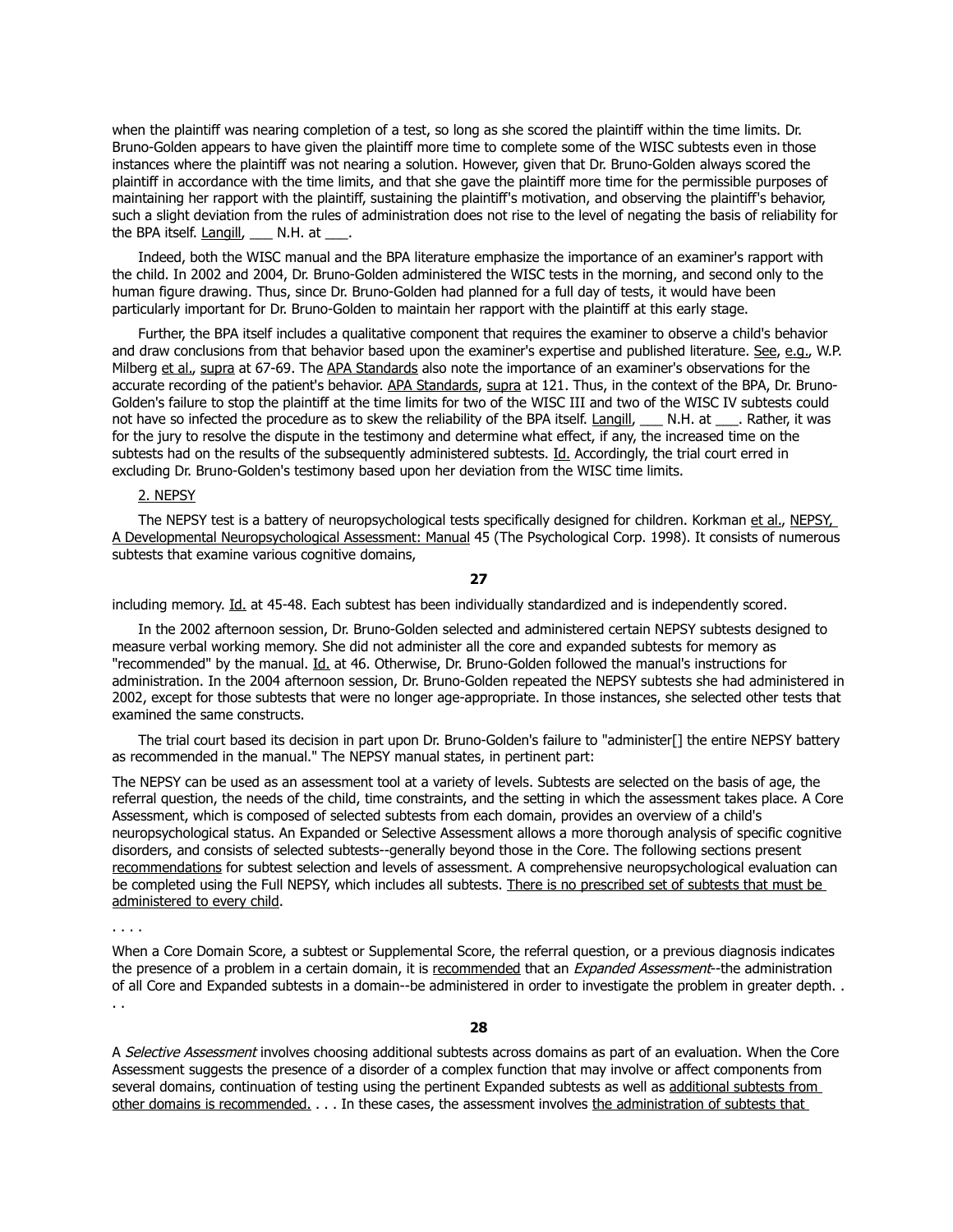when the plaintiff was nearing completion of a test, so long as she scored the plaintiff within the time limits. Dr. Bruno-Golden appears to have given the plaintiff more time to complete some of the WISC subtests even in those instances where the plaintiff was not nearing a solution. However, given that Dr. Bruno-Golden always scored the plaintiff in accordance with the time limits, and that she gave the plaintiff more time for the permissible purposes of maintaining her rapport with the plaintiff, sustaining the plaintiff's motivation, and observing the plaintiff's behavior, such a slight deviation from the rules of administration does not rise to the level of negating the basis of reliability for the BPA itself. Langill, ___ N.H. at ___.

Indeed, both the WISC manual and the BPA literature emphasize the importance of an examiner's rapport with the child. In 2002 and 2004, Dr. Bruno-Golden administered the WISC tests in the morning, and second only to the human figure drawing. Thus, since Dr. Bruno-Golden had planned for a full day of tests, it would have been particularly important for Dr. Bruno-Golden to maintain her rapport with the plaintiff at this early stage.

Further, the BPA itself includes a qualitative component that requires the examiner to observe a child's behavior and draw conclusions from that behavior based upon the examiner's expertise and published literature. See, e.g., W.P. Milberg et al., supra at 67-69. The APA Standards also note the importance of an examiner's observations for the accurate recording of the patient's behavior. APA Standards, supra at 121. Thus, in the context of the BPA, Dr. Bruno-Golden's failure to stop the plaintiff at the time limits for two of the WISC III and two of the WISC IV subtests could not have so infected the procedure as to skew the reliability of the BPA itself. Langill, ___ N.H. at ___. Rather, it was for the jury to resolve the dispute in the testimony and determine what effect, if any, the increased time on the subtests had on the results of the subsequently administered subtests. Id. Accordingly, the trial court erred in excluding Dr. Bruno-Golden's testimony based upon her deviation from the WISC time limits.

2. NEPSY

The NEPSY test is a battery of neuropsychological tests specifically designed for children. Korkman et al., NEPSY, A Developmental Neuropsychological Assessment: Manual 45 (The Psychological Corp. 1998). It consists of numerous subtests that examine various cognitive domains,

including memory. Id. at 45-48. Each subtest has been individually standardized and is independently scored.

In the 2002 afternoon session, Dr. Bruno-Golden selected and administered certain NEPSY subtests designed to measure verbal working memory. She did not administer all the core and expanded subtests for memory as "recommended" by the manual. Id. at 46. Otherwise, Dr. Bruno-Golden followed the manual's instructions for administration. In the 2004 afternoon session, Dr. Bruno-Golden repeated the NEPSY subtests she had administered in 2002, except for those subtests that were no longer age-appropriate. In those instances, she selected other tests that examined the same constructs.

The trial court based its decision in part upon Dr. Bruno-Golden's failure to "administer[] the entire NEPSY battery as recommended in the manual." The NEPSY manual states, in pertinent part:

The NEPSY can be used as an assessment tool at a variety of levels. Subtests are selected on the basis of age, the referral question, the needs of the child, time constraints, and the setting in which the assessment takes place. A Core Assessment, which is composed of selected subtests from each domain, provides an overview of a child's neuropsychological status. An Expanded or Selective Assessment allows a more thorough analysis of specific cognitive disorders, and consists of selected subtests--generally beyond those in the Core. The following sections present recommendations for subtest selection and levels of assessment. A comprehensive neuropsychological evaluation can be completed using the Full NEPSY, which includes all subtests. There is no prescribed set of subtests that must be administered to every child.

. . . .

When a Core Domain Score, a subtest or Supplemental Score, the referral question, or a previous diagnosis indicates the presence of a problem in a certain domain, it is recommended that an *Expanded Assessment*--the administration of all Core and Expanded subtests in a domain--be administered in order to investigate the problem in greater depth. . . .

A *Selective Assessment* involves choosing additional subtests across domains as part of an evaluation. When the Core Assessment suggests the presence of a disorder of a complex function that may involve or affect components from several domains, continuation of testing using the pertinent Expanded subtests as well as additional subtests from other domains is recommended. . . . In these cases, the assessment involves the administration of subtests that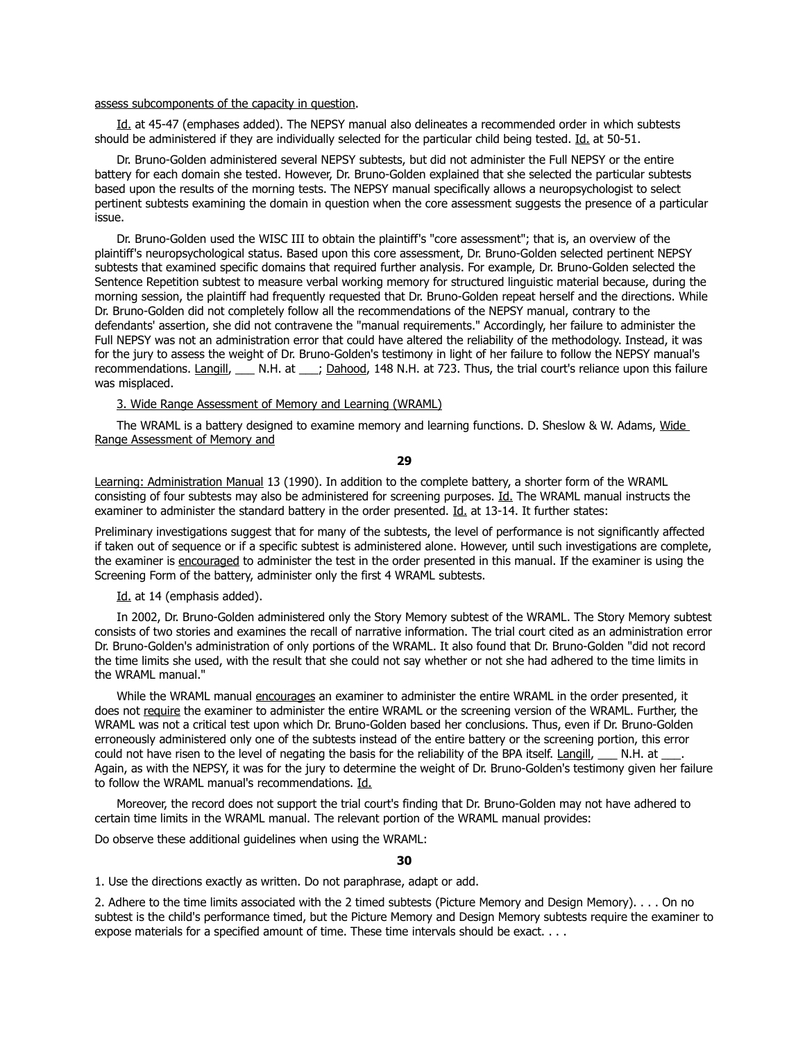assess subcomponents of the capacity in question.

Id. at 45-47 (emphases added). The NEPSY manual also delineates a recommended order in which subtests should be administered if they are individually selected for the particular child being tested. Id. at 50-51.

Dr. Bruno-Golden administered several NEPSY subtests, but did not administer the Full NEPSY or the entire battery for each domain she tested. However, Dr. Bruno-Golden explained that she selected the particular subtests based upon the results of the morning tests. The NEPSY manual specifically allows a neuropsychologist to select pertinent subtests examining the domain in question when the core assessment suggests the presence of a particular issue.

Dr. Bruno-Golden used the WISC III to obtain the plaintiff's "core assessment"; that is, an overview of the plaintiff's neuropsychological status. Based upon this core assessment, Dr. Bruno-Golden selected pertinent NEPSY subtests that examined specific domains that required further analysis. For example, Dr. Bruno-Golden selected the Sentence Repetition subtest to measure verbal working memory for structured linguistic material because, during the morning session, the plaintiff had frequently requested that Dr. Bruno-Golden repeat herself and the directions. While Dr. Bruno-Golden did not completely follow all the recommendations of the NEPSY manual, contrary to the defendants' assertion, she did not contravene the "manual requirements." Accordingly, her failure to administer the Full NEPSY was not an administration error that could have altered the reliability of the methodology. Instead, it was for the jury to assess the weight of Dr. Bruno-Golden's testimony in light of her failure to follow the NEPSY manual's recommendations. Langill, ___ N.H. at ___; Dahood, 148 N.H. at 723. Thus, the trial court's reliance upon this failure was misplaced.

3. Wide Range Assessment of Memory and Learning (WRAML)

The WRAML is a battery designed to examine memory and learning functions. D. Sheslow & W. Adams, Wide Range Assessment of Memory and Learning: Administration Manual 13 (1990). In addition to the complete battery, a shorter form of the WRAML consisting of four subtests may also be administered for screening purposes. Id. The WRAML manual instructs the examiner to administer the standard battery in the order presented. Id. at 13-14. It further states:

Preliminary investigations suggest that for many of the subtests, the level of performance is not significantly affected if taken out of sequence or if a specific subtest is administered alone. However, until such investigations are complete, the examiner is encouraged to administer the test in the order presented in this manual. If the examiner is using the Screening Form of the battery, administer only the first 4 WRAML subtests.

Id. at 14 (emphasis added).

In 2002, Dr. Bruno-Golden administered only the Story Memory subtest of the WRAML. The Story Memory subtest consists of two stories and examines the recall of narrative information. The trial court cited as an administration error Dr. Bruno-Golden's administration of only portions of the WRAML. It also found that Dr. Bruno-Golden "did not record the time limits she used, with the result that she could not say whether or not she had adhered to the time limits in the WRAML manual."

While the WRAML manual encourages an examiner to administer the entire WRAML in the order presented, it does not require the examiner to administer the entire WRAML or the screening version of the WRAML. Further, the WRAML was not a critical test upon which Dr. Bruno-Golden based her conclusions. Thus, even if Dr. Bruno-Golden erroneously administered only one of the subtests instead of the entire battery or the screening portion, this error could not have risen to the level of negating the basis for the reliability of the BPA itself. Langill, ___ N.H. at ___. Again, as with the NEPSY, it was for the jury to determine the weight of Dr. Bruno-Golden's testimony given her failure to follow the WRAML manual's recommendations. Id.

Moreover, the record does not support the trial court's finding that Dr. Bruno-Golden may not have adhered to certain time limits in the WRAML manual. The relevant portion of the WRAML manual provides:

Do observe these additional guidelines when using the WRAML:

1. Use the directions exactly as written. Do not paraphrase, adapt or add.

2. Adhere to the time limits associated with the 2 timed subtests (Picture Memory and Design Memory). . . . On no subtest is the child's performance timed, but the Picture Memory and Design Memory subtests require the examiner to expose materials for a specified amount of time. These time intervals should be exact. . . .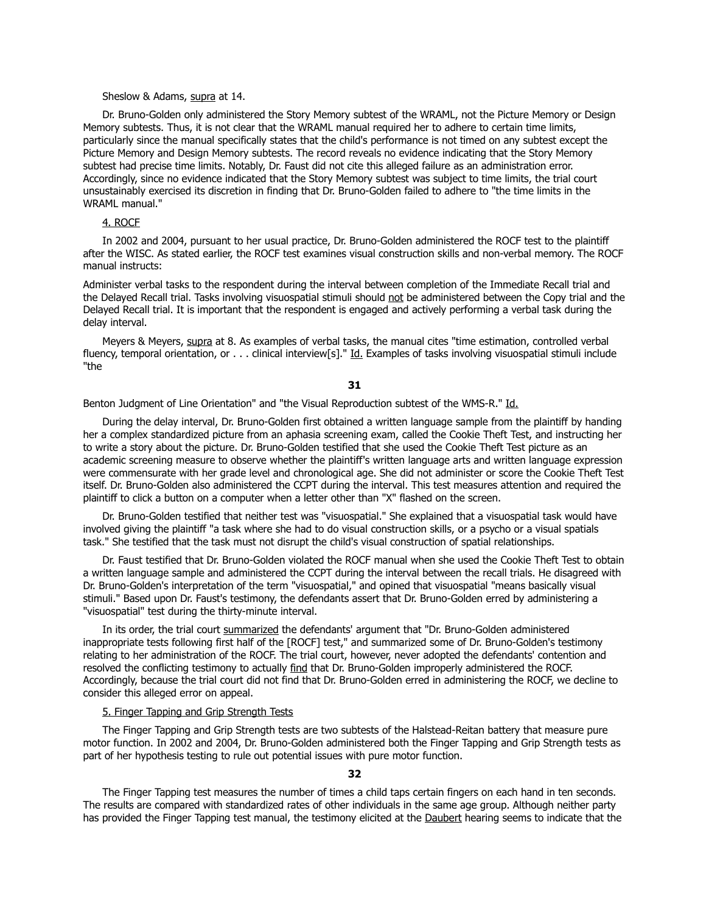Sheslow & Adams, supra at 14.

Dr. Bruno-Golden only administered the Story Memory subtest of the WRAML, not the Picture Memory or Design Memory subtests. Thus, it is not clear that the WRAML manual required her to adhere to certain time limits, particularly since the manual specifically states that the child's performance is not timed on any subtest except the Picture Memory and Design Memory subtests. The record reveals no evidence indicating that the Story Memory subtest had precise time limits. Notably, Dr. Faust did not cite this alleged failure as an administration error. Accordingly, since no evidence indicated that the Story Memory subtest was subject to time limits, the trial court unsustainably exercised its discretion in finding that Dr. Bruno-Golden failed to adhere to "the time limits in the WRAML manual."

4. ROCF

In 2002 and 2004, pursuant to her usual practice, Dr. Bruno-Golden administered the ROCF test to the plaintiff after the WISC. As stated earlier, the ROCF test examines visual construction skills and non-verbal memory. The ROCF manual instructs:

> Administer verbal tasks to the respondent during the interval between completion of the Immediate Recall trial and the Delayed Recall trial. Tasks involving visuospatial stimuli should not be administered between the Copy trial and the Delayed Recall trial. It is important that the respondent is engaged and actively performing a verbal task during the delay interval.

Meyers & Meyers, supra at 8. As examples of verbal tasks, the manual cites "time estimation, controlled verbal fluency, temporal orientation, or . . . clinical interview[s]." Id. Examples of tasks involving visuospatial stimuli include "the Benton Judgment of Line Orientation" and "the Visual Reproduction subtest of the WMS-R." Id.

During the delay interval, Dr. Bruno-Golden first obtained a written language sample from the plaintiff by handing her a complex standardized picture from an aphasia screening exam, called the Cookie Theft Test, and instructing her to write a story about the picture. Dr. Bruno-Golden testified that she used the Cookie Theft Test picture as an academic screening measure to observe whether the plaintiff's written language arts and written language expression were commensurate with her grade level and chronological age. She did not administer or score the Cookie Theft Test itself. Dr. Bruno-Golden also administered the CCPT during the interval. This test measures attention and required the plaintiff to click a button on a computer when a letter other than "X" flashed on the screen.

Dr. Bruno-Golden testified that neither test was "visuospatial." She explained that a visuospatial task would have involved giving the plaintiff "a task where she had to do visual construction skills, or a psycho or a visual spatials task." She testified that the task must not disrupt the child's visual construction of spatial relationships.

Dr. Faust testified that Dr. Bruno-Golden violated the ROCF manual when she used the Cookie Theft Test to obtain a written language sample and administered the CCPT during the interval between the recall trials. He disagreed with Dr. Bruno-Golden's interpretation of the term "visuospatial," and opined that visuospatial "means basically visual stimuli." Based upon Dr. Faust's testimony, the defendants assert that Dr. Bruno-Golden erred by administering a "visuospatial" test during the thirty-minute interval.

In its order, the trial court summarized the defendants' argument that "Dr. Bruno-Golden administered inappropriate tests following first half of the [ROCF] test," and summarized some of Dr. Bruno-Golden's testimony relating to her administration of the ROCF. The trial court, however, never adopted the defendants' contention and resolved the conflicting testimony to actually find that Dr. Bruno-Golden improperly administered the ROCF. Accordingly, because the trial court did not find that Dr. Bruno-Golden erred in administering the ROCF, we decline to consider this alleged error on appeal.

5. Finger Tapping and Grip Strength Tests

The Finger Tapping and Grip Strength tests are two subtests of the Halstead-Reitan battery that measure pure motor function. In 2002 and 2004, Dr. Bruno-Golden administered both the Finger Tapping and Grip Strength tests as part of her hypothesis testing to rule out potential issues with pure motor function.

The Finger Tapping test measures the number of times a child taps certain fingers on each hand in ten seconds. The results are compared with standardized rates of other individuals in the same age group. Although neither party has provided the Finger Tapping test manual, the testimony elicited at the Daubert hearing seems to indicate that the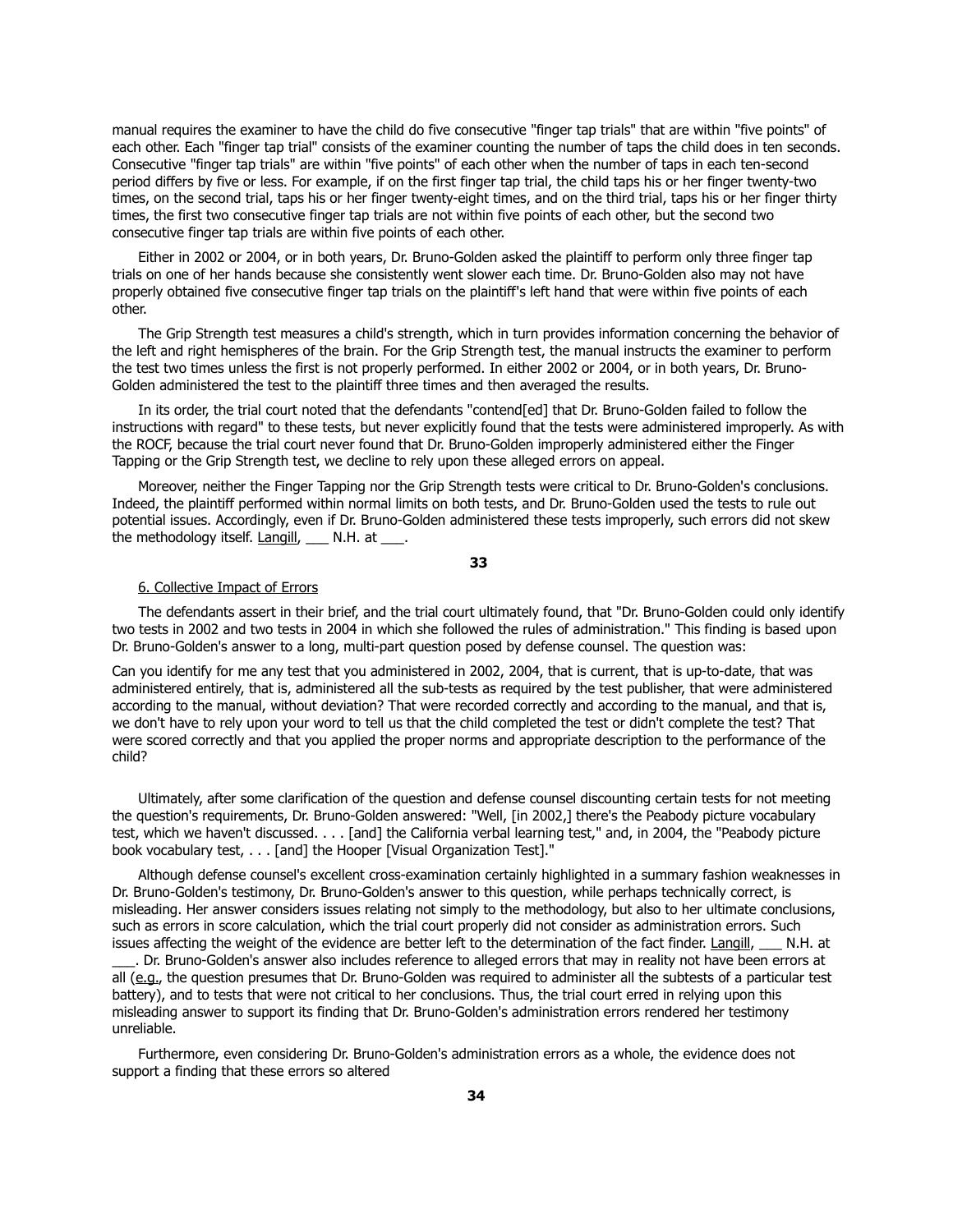manual requires the examiner to have the child do five consecutive "finger tap trials" that are within "five points" of each other. Each "finger tap trial" consists of the examiner counting the number of taps the child does in ten seconds. Consecutive "finger tap trials" are within "five points" of each other when the number of taps in each ten-second period differs by five or less. For example, if on the first finger tap trial, the child taps his or her finger twenty-two times, on the second trial, taps his or her finger twenty-eight times, and on the third trial, taps his or her finger thirty times, the first two consecutive finger tap trials are not within five points of each other, but the second two consecutive finger tap trials are within five points of each other.

Either in 2002 or 2004, or in both years, Dr. Bruno-Golden asked the plaintiff to perform only three finger tap trials on one of her hands because she consistently went slower each time. Dr. Bruno-Golden also may not have properly obtained five consecutive finger tap trials on the plaintiff's left hand that were within five points of each other.

The Grip Strength test measures a child's strength, which in turn provides information concerning the behavior of the left and right hemispheres of the brain. For the Grip Strength test, the manual instructs the examiner to perform the test two times unless the first is not properly performed. In either 2002 or 2004, or in both years, Dr. Bruno-Golden administered the test to the plaintiff three times and then averaged the results.

In its order, the trial court noted that the defendants "contend[ed] that Dr. Bruno-Golden failed to follow the instructions with regard" to these tests, but never explicitly found that the tests were administered improperly. As with the ROCF, because the trial court never found that Dr. Bruno-Golden improperly administered either the Finger Tapping or the Grip Strength test, we decline to rely upon these alleged errors on appeal.

Moreover, neither the Finger Tapping nor the Grip Strength tests were critical to Dr. Bruno-Golden's conclusions. Indeed, the plaintiff performed within normal limits on both tests, and Dr. Bruno-Golden used the tests to rule out potential issues. Accordingly, even if Dr. Bruno-Golden administered these tests improperly, such errors did not skew the methodology itself. Langill, ___ N.H. at ___.

6. Collective Impact of Errors

The defendants assert in their brief, and the trial court ultimately found, that "Dr. Bruno-Golden could only identify two tests in 2002 and two tests in 2004 in which she followed the rules of administration." This finding is based upon Dr. Bruno-Golden's answer to a long, multi-part question posed by defense counsel. The question was:

> Can you identify for me any test that you administered in 2002, 2004, that is current, that is up-to-date, that was administered entirely, that is, administered all the sub-tests as required by the test publisher, that were administered according to the manual, without deviation? That were recorded correctly and according to the manual, and that is, we don't have to rely upon your word to tell us that the child completed the test or didn't complete the test? That were scored correctly and that you applied the proper norms and appropriate description to the performance of the child?

Ultimately, after some clarification of the question and defense counsel discounting certain tests for not meeting the question's requirements, Dr. Bruno-Golden answered: "Well, [in 2002,] there's the Peabody picture vocabulary test, which we haven't discussed. . . . [and] the California verbal learning test," and, in 2004, the "Peabody picture book vocabulary test, . . . [and] the Hooper [Visual Organization Test]."

Although defense counsel's excellent cross-examination certainly highlighted in a summary fashion weaknesses in Dr. Bruno-Golden's testimony, Dr. Bruno-Golden's answer to this question, while perhaps technically correct, is misleading. Her answer considers issues relating not simply to the methodology, but also to her ultimate conclusions, such as errors in score calculation, which the trial court properly did not consider as administration errors. Such issues affecting the weight of the evidence are better left to the determination of the fact finder. Langill, ___ N.H. at ___. Dr. Bruno-Golden's answer also includes reference to alleged errors that may in reality not have been errors at all (e.g., the question presumes that Dr. Bruno-Golden was required to administer all the subtests of a particular test battery), and to tests that were not critical to her conclusions. Thus, the trial court erred in relying upon this misleading answer to support its finding that Dr. Bruno-Golden's administration errors rendered her testimony unreliable.

Furthermore, even considering Dr. Bruno-Golden's administration errors as a whole, the evidence does not support a finding that these errors so altered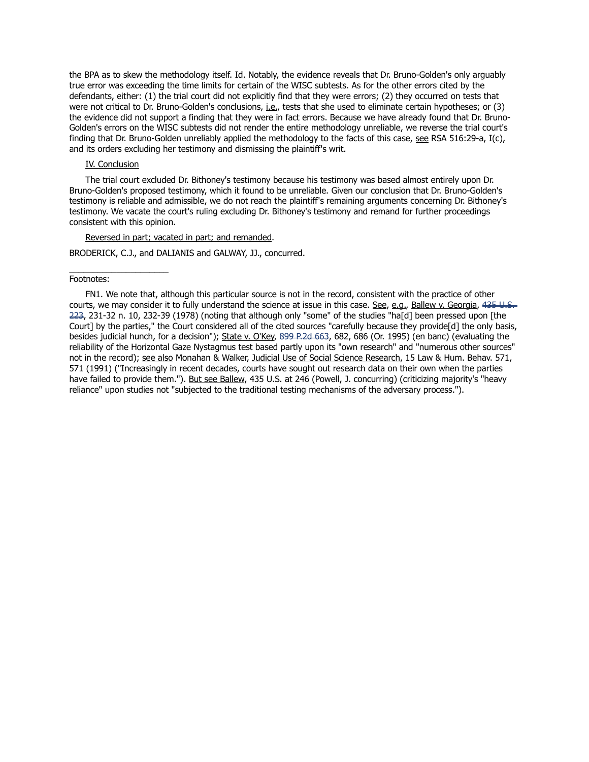the BPA as to skew the methodology itself. Id. Notably, the evidence reveals that Dr. Bruno-Golden's only arguably true error was exceeding the time limits for certain of the WISC subtests. As for the other errors cited by the defendants, either: (1) the trial court did not explicitly find that they were errors; (2) they occurred on tests that were not critical to Dr. Bruno-Golden's conclusions, i.e., tests that she used to eliminate certain hypotheses; or (3) the evidence did not support a finding that they were in fact errors. Because we have already found that Dr. Bruno-Golden's errors on the WISC subtests did not render the entire methodology unreliable, we reverse the trial court's finding that Dr. Bruno-Golden unreliably applied the methodology to the facts of this case, see RSA 516:29-a, I(c), and its orders excluding her testimony and dismissing the plaintiff's writ.

IV. Conclusion

The trial court excluded Dr. Bithoney's testimony because his testimony was based almost entirely upon Dr. Bruno-Golden's proposed testimony, which it found to be unreliable. Given our conclusion that Dr. Bruno-Golden's testimony is reliable and admissible, we do not reach the plaintiff's remaining arguments concerning Dr. Bithoney's testimony. We vacate the court's ruling excluding Dr. Bithoney's testimony and remand for further proceedings consistent with this opinion.

Reversed in part; vacated in part; and remanded.

BRODERICK, C.J., and DALIANIS and GALWAY, JJ., concurred.

---

Footnotes:

FN1. We note that, although this particular source is not in the record, consistent with the practice of other courts, we may consider it to fully understand the science at issue in this case. See, e.g., Ballew v. Georgia, 435 U.S. 223, 231-32 n. 10, 232-39 (1978) (noting that although only "some" of the studies "ha[d] been pressed upon [the Court] by the parties," the Court considered all of the cited sources "carefully because they provide[d] the only basis, besides judicial hunch, for a decision"); State v. O'Key, 899 P.2d 663, 682, 686 (Or. 1995) (en banc) (evaluating the reliability of the Horizontal Gaze Nystagmus test based partly upon its "own research" and "numerous other sources" not in the record); see also Monahan & Walker, Judicial Use of Social Science Research, 15 Law & Hum. Behav. 571, 571 (1991) ("Increasingly in recent decades, courts have sought out research data on their own when the parties have failed to provide them."). But see Ballew, 435 U.S. at 246 (Powell, J. concurring) (criticizing majority's "heavy reliance" upon studies not "subjected to the traditional testing mechanisms of the adversary process.").